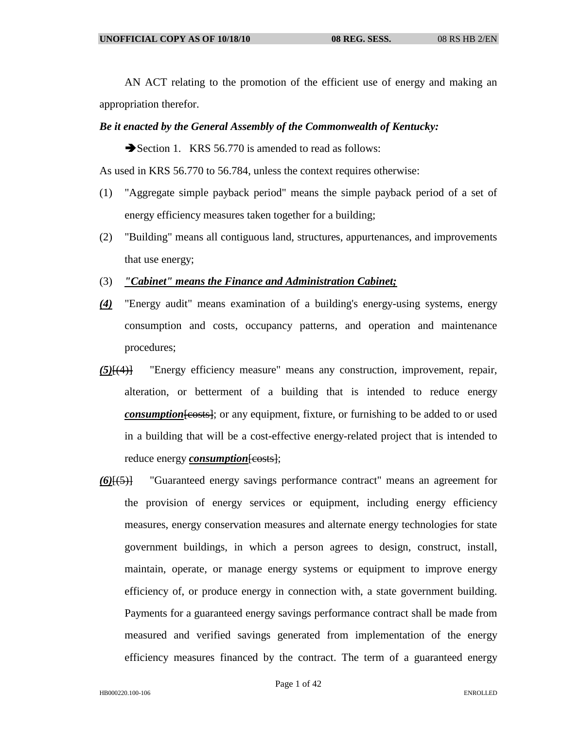AN ACT relating to the promotion of the efficient use of energy and making an appropriation therefor.

***Be it enacted by the General Assembly of the Commonwealth of Kentucky:***

➔Section 1. KRS 56.770 is amended to read as follows:

As used in KRS 56.770 to 56.784, unless the context requires otherwise:

(1) "Aggregate simple payback period" means the simple payback period of a set of energy efficiency measures taken together for a building;

(2) "Building" means all contiguous land, structures, appurtenances, and improvements that use energy;

(3) ***"Cabinet" means the Finance and Administration Cabinet;***

***(4)*** "Energy audit" means examination of a building's energy-using systems, energy consumption and costs, occupancy patterns, and operation and maintenance procedures;

***(5)***~~[(4)]~~ "Energy efficiency measure" means any construction, improvement, repair, alteration, or betterment of a building that is intended to reduce energy ***consumption***~~[costs]~~; or any equipment, fixture, or furnishing to be added to or used in a building that will be a cost-effective energy-related project that is intended to reduce energy ***consumption***~~[costs]~~;

***(6)***~~[(5)]~~ "Guaranteed energy savings performance contract" means an agreement for the provision of energy services or equipment, including energy efficiency measures, energy conservation measures and alternate energy technologies for state government buildings, in which a person agrees to design, construct, install, maintain, operate, or manage energy systems or equipment to improve energy efficiency of, or produce energy in connection with, a state government building. Payments for a guaranteed energy savings performance contract shall be made from measured and verified savings generated from implementation of the energy efficiency measures financed by the contract. The term of a guaranteed energy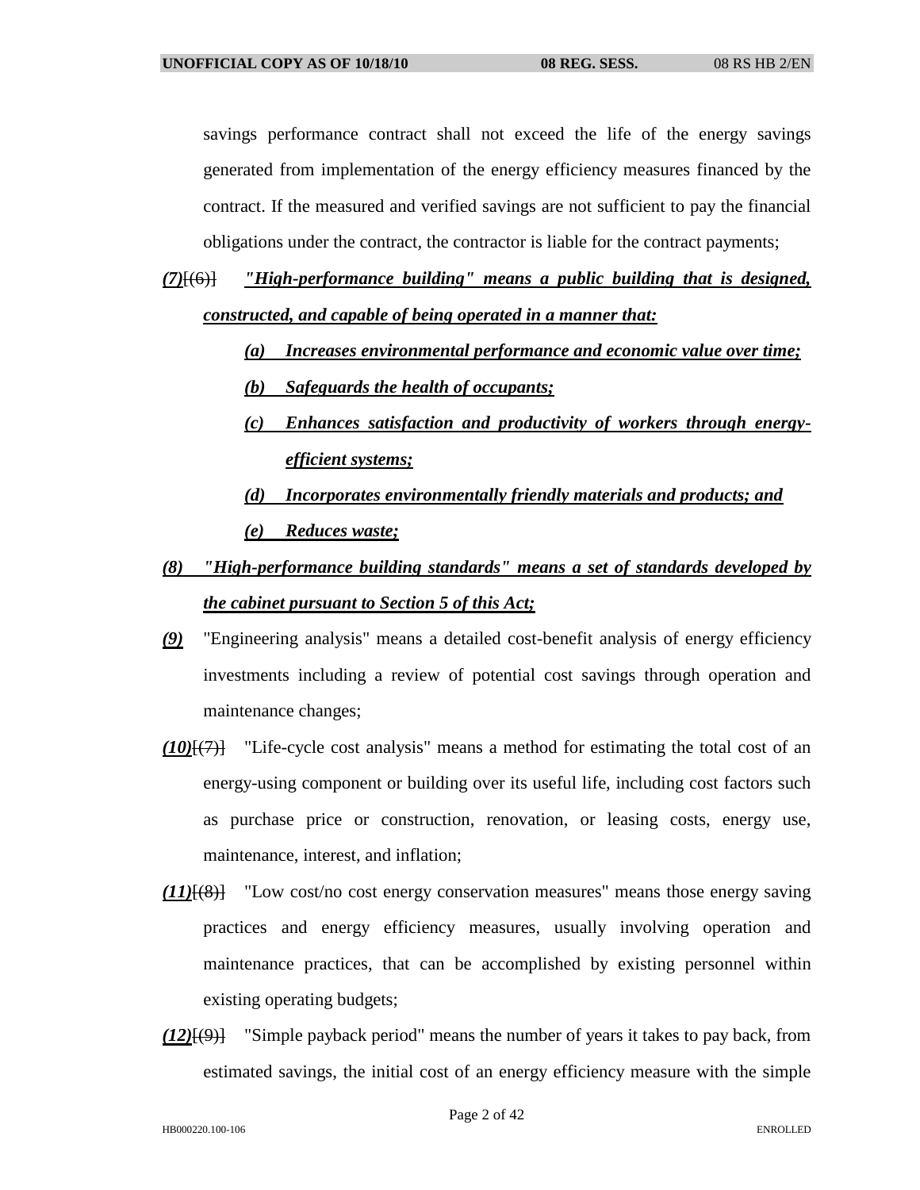savings performance contract shall not exceed the life of the energy savings generated from implementation of the energy efficiency measures financed by the contract. If the measured and verified savings are not sufficient to pay the financial obligations under the contract, the contractor is liable for the contract payments;

***(7)***~~[(6)]~~ ***"High-performance building" means a public building that is designed, constructed, and capable of being operated in a manner that:***

- ***(a) Increases environmental performance and economic value over time;***
- ***(b) Safeguards the health of occupants;***
- ***(c) Enhances satisfaction and productivity of workers through energy-efficient systems;***
- ***(d) Incorporates environmentally friendly materials and products; and***
- ***(e) Reduces waste;***

***(8) "High-performance building standards" means a set of standards developed by the cabinet pursuant to Section 5 of this Act;***

***(9)*** "Engineering analysis" means a detailed cost-benefit analysis of energy efficiency investments including a review of potential cost savings through operation and maintenance changes;

***(10)***~~[(7)]~~ "Life-cycle cost analysis" means a method for estimating the total cost of an energy-using component or building over its useful life, including cost factors such as purchase price or construction, renovation, or leasing costs, energy use, maintenance, interest, and inflation;

***(11)***~~[(8)]~~ "Low cost/no cost energy conservation measures" means those energy saving practices and energy efficiency measures, usually involving operation and maintenance practices, that can be accomplished by existing personnel within existing operating budgets;

***(12)***~~[(9)]~~ "Simple payback period" means the number of years it takes to pay back, from estimated savings, the initial cost of an energy efficiency measure with the simple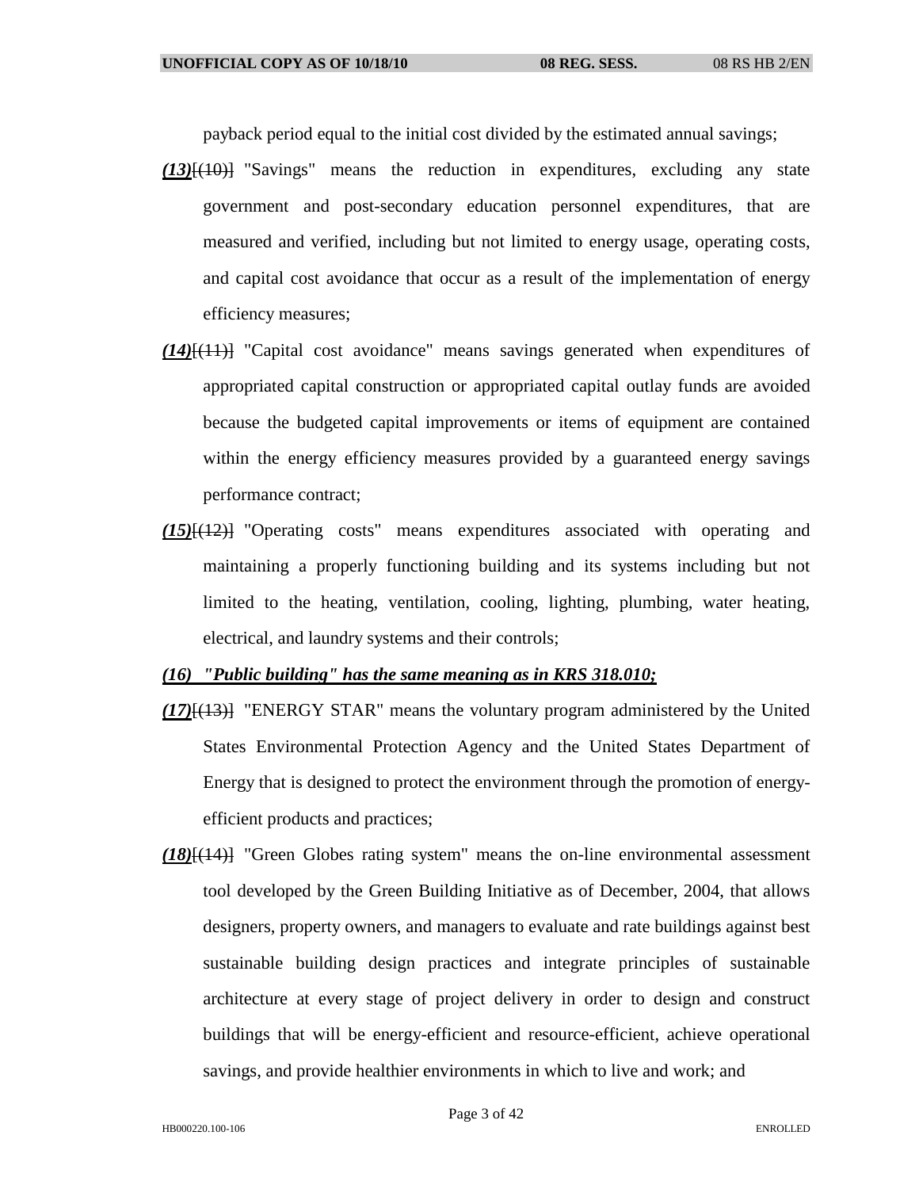payback period equal to the initial cost divided by the estimated annual savings;

***(13)***~~[(10)]~~ "Savings" means the reduction in expenditures, excluding any state government and post-secondary education personnel expenditures, that are measured and verified, including but not limited to energy usage, operating costs, and capital cost avoidance that occur as a result of the implementation of energy efficiency measures;

***(14)***~~[(11)]~~ "Capital cost avoidance" means savings generated when expenditures of appropriated capital construction or appropriated capital outlay funds are avoided because the budgeted capital improvements or items of equipment are contained within the energy efficiency measures provided by a guaranteed energy savings performance contract;

***(15)***~~[(12)]~~ "Operating costs" means expenditures associated with operating and maintaining a properly functioning building and its systems including but not limited to the heating, ventilation, cooling, lighting, plumbing, water heating, electrical, and laundry systems and their controls;

***(16) "Public building" has the same meaning as in KRS 318.010;***

***(17)***~~[(13)]~~ "ENERGY STAR" means the voluntary program administered by the United States Environmental Protection Agency and the United States Department of Energy that is designed to protect the environment through the promotion of energy-efficient products and practices;

***(18)***~~[(14)]~~ "Green Globes rating system" means the on-line environmental assessment tool developed by the Green Building Initiative as of December, 2004, that allows designers, property owners, and managers to evaluate and rate buildings against best sustainable building design practices and integrate principles of sustainable architecture at every stage of project delivery in order to design and construct buildings that will be energy-efficient and resource-efficient, achieve operational savings, and provide healthier environments in which to live and work; and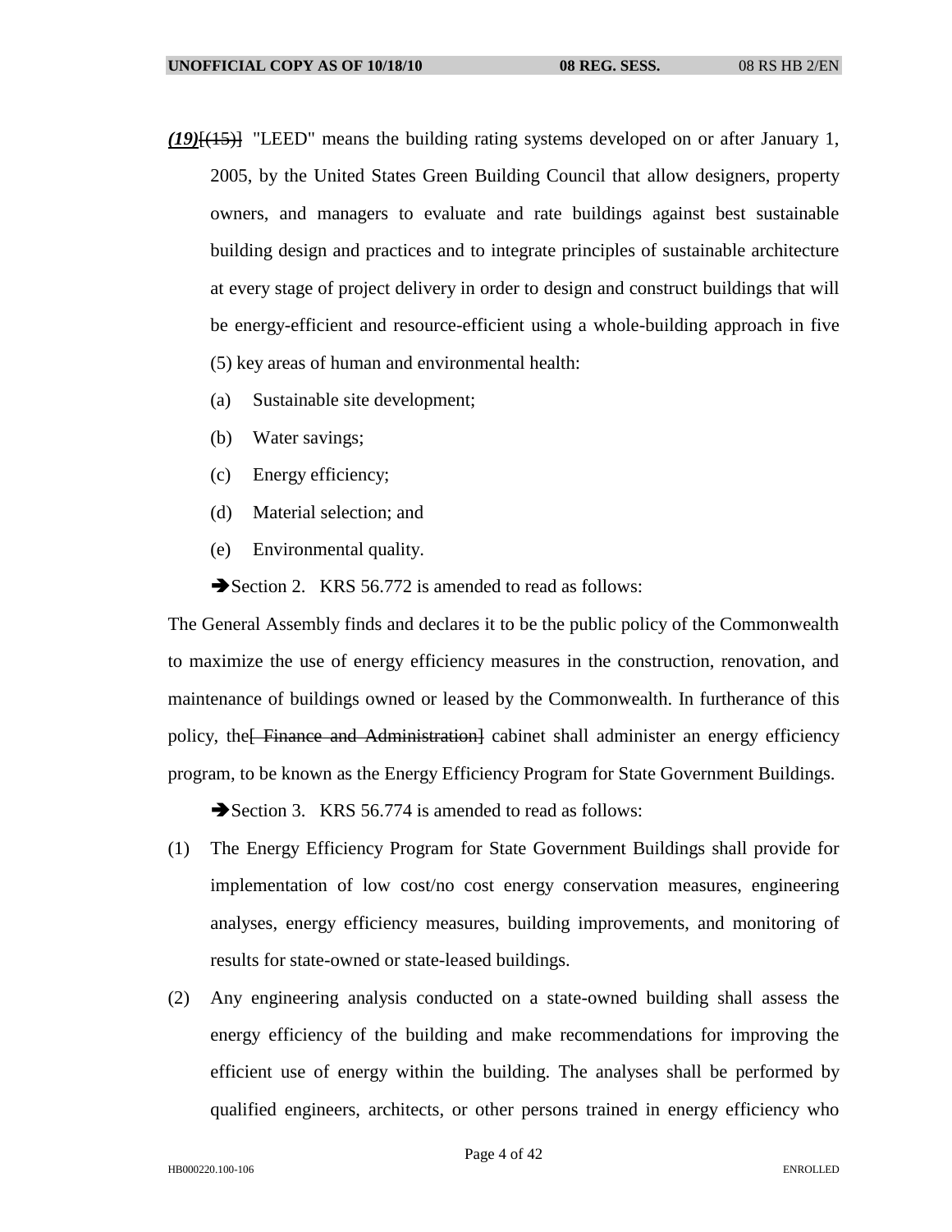***(19)***~~[(15)]~~ "LEED" means the building rating systems developed on or after January 1, 2005, by the United States Green Building Council that allow designers, property owners, and managers to evaluate and rate buildings against best sustainable building design and practices and to integrate principles of sustainable architecture at every stage of project delivery in order to design and construct buildings that will be energy-efficient and resource-efficient using a whole-building approach in five (5) key areas of human and environmental health:

(a) Sustainable site development;

(b) Water savings;

(c) Energy efficiency;

(d) Material selection; and

(e) Environmental quality.

➔Section 2. KRS 56.772 is amended to read as follows:

The General Assembly finds and declares it to be the public policy of the Commonwealth to maximize the use of energy efficiency measures in the construction, renovation, and maintenance of buildings owned or leased by the Commonwealth. In furtherance of this policy, the~~[ Finance and Administration]~~ cabinet shall administer an energy efficiency program, to be known as the Energy Efficiency Program for State Government Buildings.

➔Section 3. KRS 56.774 is amended to read as follows:

(1) The Energy Efficiency Program for State Government Buildings shall provide for implementation of low cost/no cost energy conservation measures, engineering analyses, energy efficiency measures, building improvements, and monitoring of results for state-owned or state-leased buildings.

(2) Any engineering analysis conducted on a state-owned building shall assess the energy efficiency of the building and make recommendations for improving the efficient use of energy within the building. The analyses shall be performed by qualified engineers, architects, or other persons trained in energy efficiency who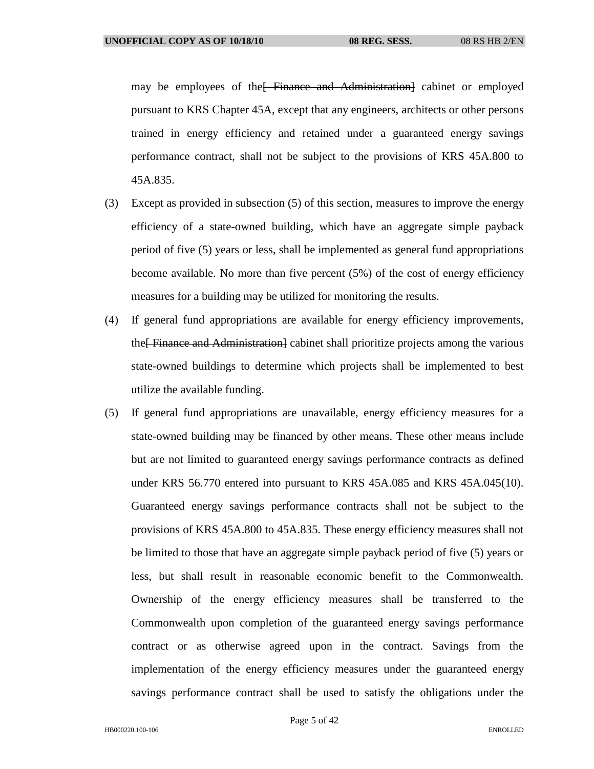may be employees of the~~[ Finance and Administration]~~ cabinet or employed pursuant to KRS Chapter 45A, except that any engineers, architects or other persons trained in energy efficiency and retained under a guaranteed energy savings performance contract, shall not be subject to the provisions of KRS 45A.800 to 45A.835.

(3) Except as provided in subsection (5) of this section, measures to improve the energy efficiency of a state-owned building, which have an aggregate simple payback period of five (5) years or less, shall be implemented as general fund appropriations become available. No more than five percent (5%) of the cost of energy efficiency measures for a building may be utilized for monitoring the results.

(4) If general fund appropriations are available for energy efficiency improvements, the~~[ Finance and Administration]~~ cabinet shall prioritize projects among the various state-owned buildings to determine which projects shall be implemented to best utilize the available funding.

(5) If general fund appropriations are unavailable, energy efficiency measures for a state-owned building may be financed by other means. These other means include but are not limited to guaranteed energy savings performance contracts as defined under KRS 56.770 entered into pursuant to KRS 45A.085 and KRS 45A.045(10). Guaranteed energy savings performance contracts shall not be subject to the provisions of KRS 45A.800 to 45A.835. These energy efficiency measures shall not be limited to those that have an aggregate simple payback period of five (5) years or less, but shall result in reasonable economic benefit to the Commonwealth. Ownership of the energy efficiency measures shall be transferred to the Commonwealth upon completion of the guaranteed energy savings performance contract or as otherwise agreed upon in the contract. Savings from the implementation of the energy efficiency measures under the guaranteed energy savings performance contract shall be used to satisfy the obligations under the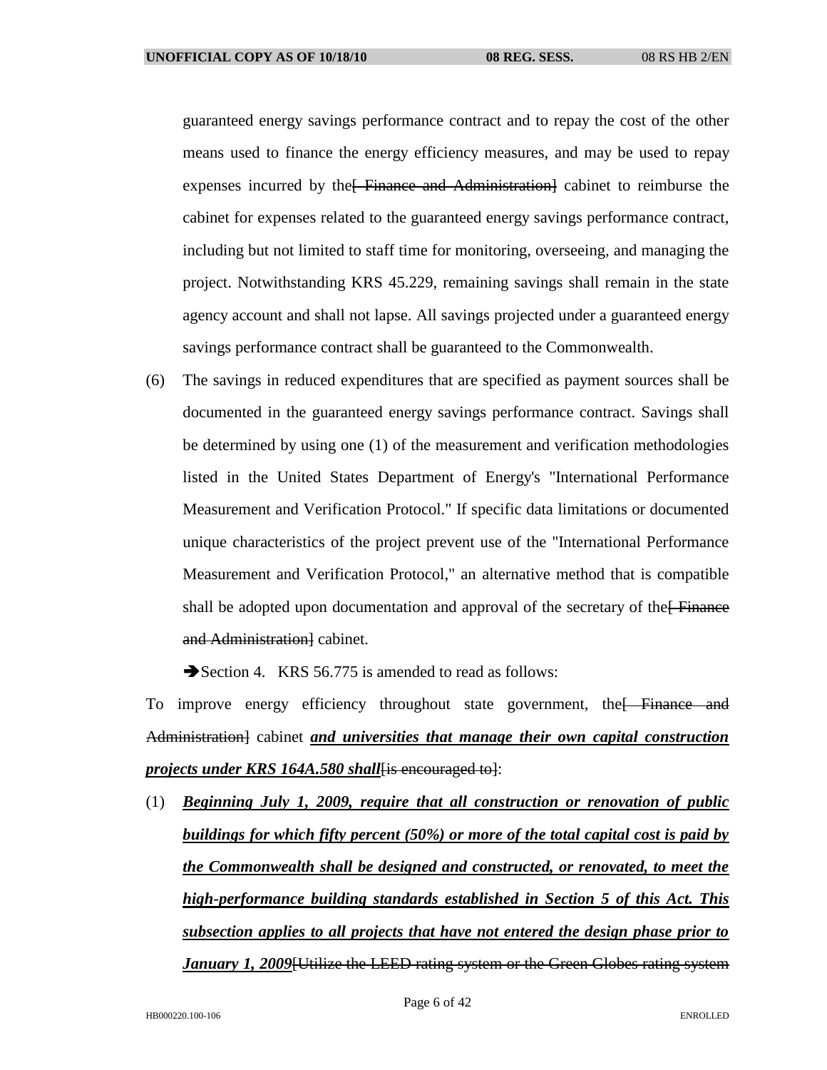guaranteed energy savings performance contract and to repay the cost of the other means used to finance the energy efficiency measures, and may be used to repay expenses incurred by the~~[ Finance and Administration]~~ cabinet to reimburse the cabinet for expenses related to the guaranteed energy savings performance contract, including but not limited to staff time for monitoring, overseeing, and managing the project. Notwithstanding KRS 45.229, remaining savings shall remain in the state agency account and shall not lapse. All savings projected under a guaranteed energy savings performance contract shall be guaranteed to the Commonwealth.

(6) The savings in reduced expenditures that are specified as payment sources shall be documented in the guaranteed energy savings performance contract. Savings shall be determined by using one (1) of the measurement and verification methodologies listed in the United States Department of Energy's "International Performance Measurement and Verification Protocol." If specific data limitations or documented unique characteristics of the project prevent use of the "International Performance Measurement and Verification Protocol," an alternative method that is compatible shall be adopted upon documentation and approval of the secretary of the~~[ Finance and Administration]~~ cabinet.

➔Section 4. KRS 56.775 is amended to read as follows:

To improve energy efficiency throughout state government, the~~[ Finance and Administration]~~ cabinet ***and universities that manage their own capital construction projects under KRS 164A.580 shall***~~[is encouraged to]~~:

(1) ***Beginning July 1, 2009, require that all construction or renovation of public buildings for which fifty percent (50%) or more of the total capital cost is paid by the Commonwealth shall be designed and constructed, or renovated, to meet the high-performance building standards established in Section 5 of this Act. This subsection applies to all projects that have not entered the design phase prior to January 1, 2009***~~[Utilize the LEED rating system or the Green Globes rating system~~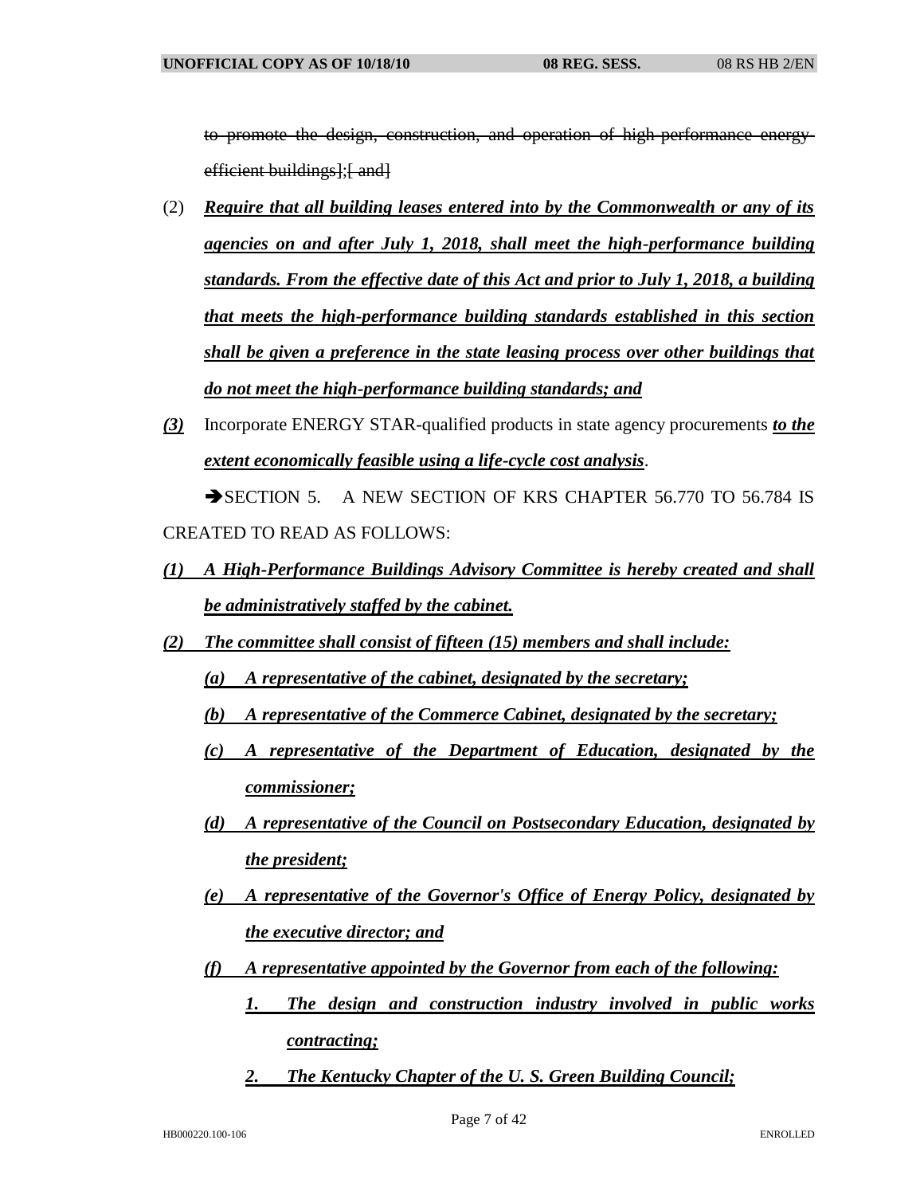~~to promote the design, construction, and operation of high-performance energy-efficient buildings]~~;~~[ and]~~

(2) ***Require that all building leases entered into by the Commonwealth or any of its agencies on and after July 1, 2018, shall meet the high-performance building standards. From the effective date of this Act and prior to July 1, 2018, a building that meets the high-performance building standards established in this section shall be given a preference in the state leasing process over other buildings that do not meet the high-performance building standards; and***

***(3)*** Incorporate ENERGY STAR-qualified products in state agency procurements ***to the extent economically feasible using a life-cycle cost analysis***.

➔SECTION 5. A NEW SECTION OF KRS CHAPTER 56.770 TO 56.784 IS CREATED TO READ AS FOLLOWS:

***(1) A High-Performance Buildings Advisory Committee is hereby created and shall be administratively staffed by the cabinet.***

***(2) The committee shall consist of fifteen (15) members and shall include:***

***(a) A representative of the cabinet, designated by the secretary;***

***(b) A representative of the Commerce Cabinet, designated by the secretary;***

***(c) A representative of the Department of Education, designated by the commissioner;***

***(d) A representative of the Council on Postsecondary Education, designated by the president;***

***(e) A representative of the Governor's Office of Energy Policy, designated by the executive director; and***

***(f) A representative appointed by the Governor from each of the following:***

***1. The design and construction industry involved in public works contracting;***

***2. The Kentucky Chapter of the U. S. Green Building Council;***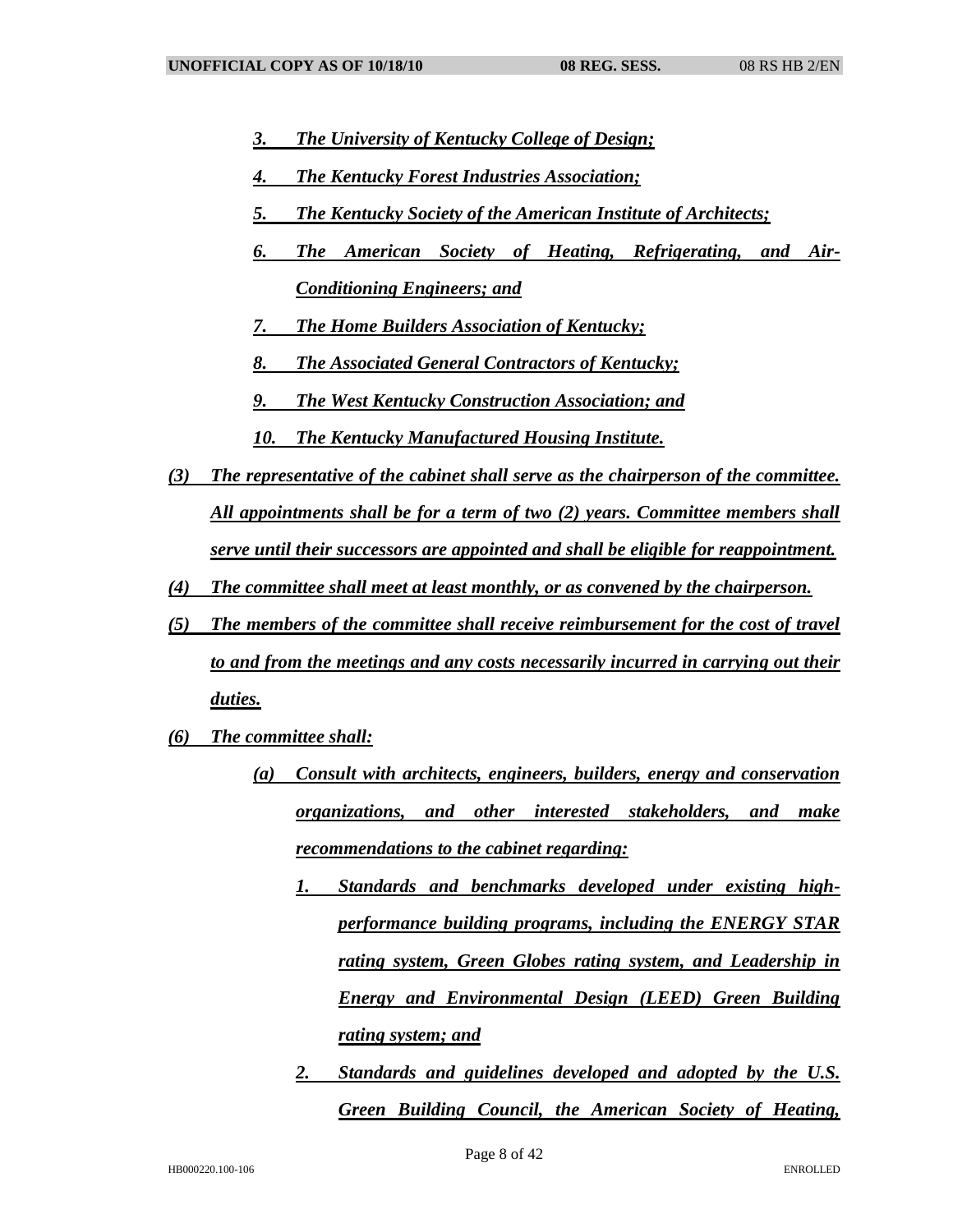*3. The University of Kentucky College of Design;*

*4. The Kentucky Forest Industries Association;*

*5. The Kentucky Society of the American Institute of Architects;*

*6. The American Society of Heating, Refrigerating, and Air-Conditioning Engineers; and*

*7. The Home Builders Association of Kentucky;*

*8. The Associated General Contractors of Kentucky;*

*9. The West Kentucky Construction Association; and*

*10. The Kentucky Manufactured Housing Institute.*

*(3) The representative of the cabinet shall serve as the chairperson of the committee. All appointments shall be for a term of two (2) years. Committee members shall serve until their successors are appointed and shall be eligible for reappointment.*

*(4) The committee shall meet at least monthly, or as convened by the chairperson.*

*(5) The members of the committee shall receive reimbursement for the cost of travel to and from the meetings and any costs necessarily incurred in carrying out their duties.*

*(6) The committee shall:*

*(a) Consult with architects, engineers, builders, energy and conservation organizations, and other interested stakeholders, and make recommendations to the cabinet regarding:*

*1. Standards and benchmarks developed under existing high-performance building programs, including the ENERGY STAR rating system, Green Globes rating system, and Leadership in Energy and Environmental Design (LEED) Green Building rating system; and*

*2. Standards and guidelines developed and adopted by the U.S. Green Building Council, the American Society of Heating,*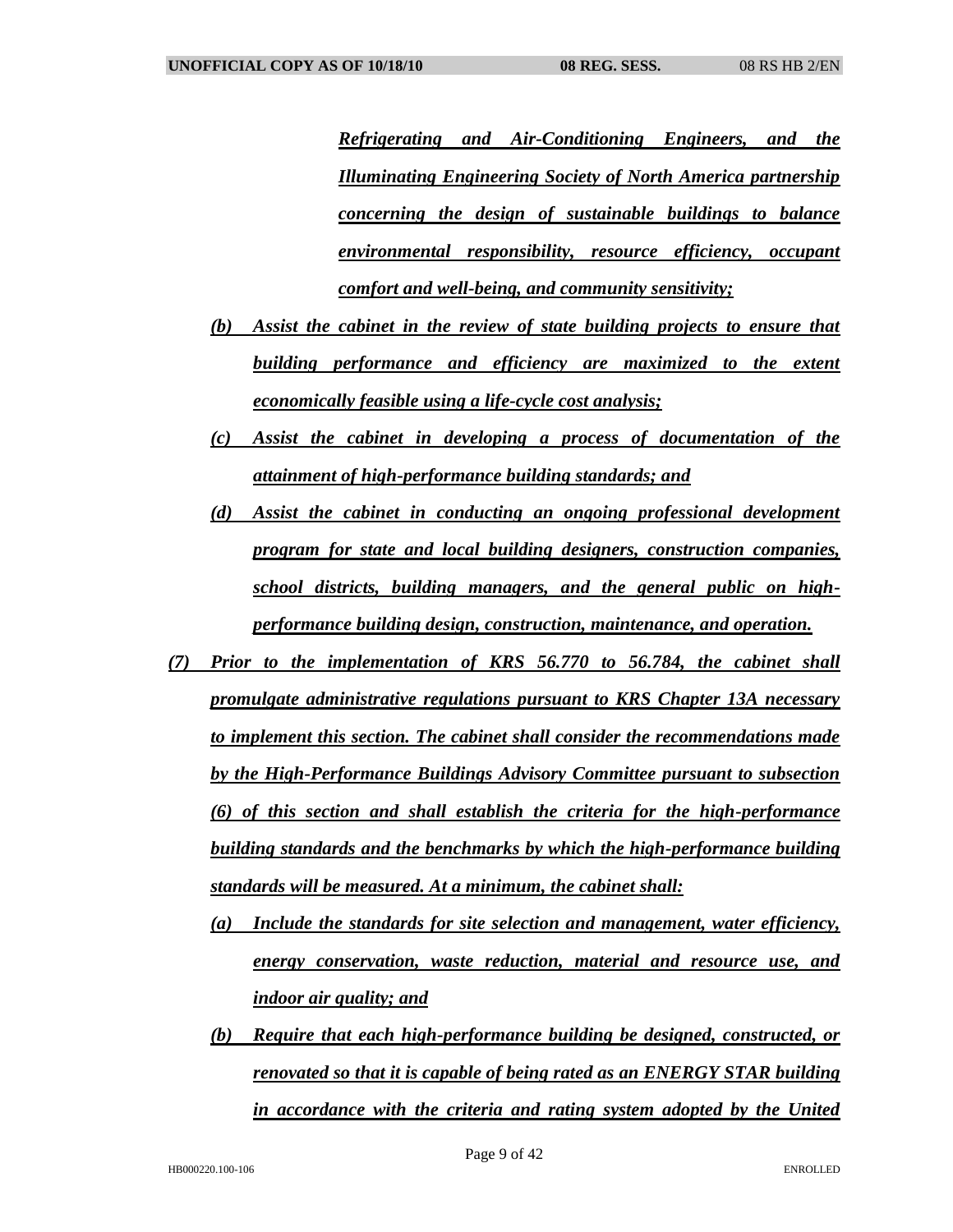*Refrigerating and Air-Conditioning Engineers, and the Illuminating Engineering Society of North America partnership concerning the design of sustainable buildings to balance environmental responsibility, resource efficiency, occupant comfort and well-being, and community sensitivity;*

*(b) Assist the cabinet in the review of state building projects to ensure that building performance and efficiency are maximized to the extent economically feasible using a life-cycle cost analysis;*

*(c) Assist the cabinet in developing a process of documentation of the attainment of high-performance building standards; and*

*(d) Assist the cabinet in conducting an ongoing professional development program for state and local building designers, construction companies, school districts, building managers, and the general public on high-performance building design, construction, maintenance, and operation.*

*(7) Prior to the implementation of KRS 56.770 to 56.784, the cabinet shall promulgate administrative regulations pursuant to KRS Chapter 13A necessary to implement this section. The cabinet shall consider the recommendations made by the High-Performance Buildings Advisory Committee pursuant to subsection (6) of this section and shall establish the criteria for the high-performance building standards and the benchmarks by which the high-performance building standards will be measured. At a minimum, the cabinet shall:*

*(a) Include the standards for site selection and management, water efficiency, energy conservation, waste reduction, material and resource use, and indoor air quality; and*

*(b) Require that each high-performance building be designed, constructed, or renovated so that it is capable of being rated as an ENERGY STAR building in accordance with the criteria and rating system adopted by the United*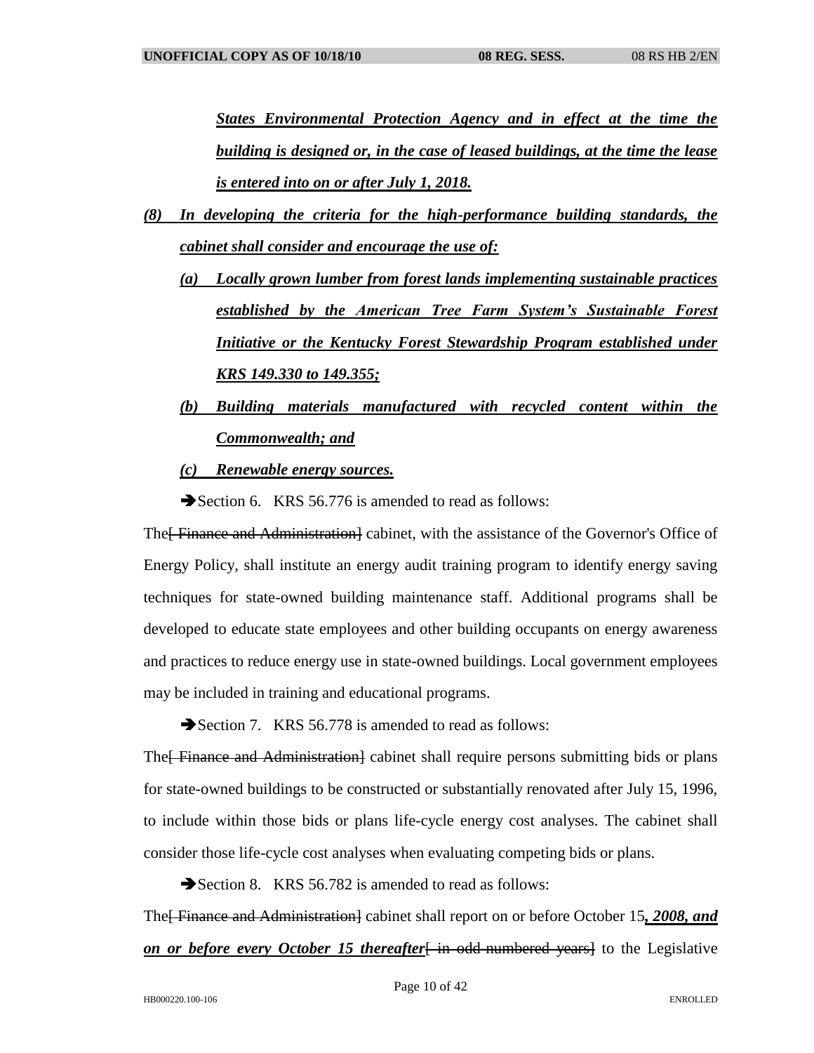***States Environmental Protection Agency and in effect at the time the building is designed or, in the case of leased buildings, at the time the lease is entered into on or after July 1, 2018.***

***(8) In developing the criteria for the high-performance building standards, the cabinet shall consider and encourage the use of:***

***(a) Locally grown lumber from forest lands implementing sustainable practices established by the American Tree Farm System's Sustainable Forest Initiative or the Kentucky Forest Stewardship Program established under KRS 149.330 to 149.355;***

***(b) Building materials manufactured with recycled content within the Commonwealth; and***

***(c) Renewable energy sources.***

➔Section 6. KRS 56.776 is amended to read as follows:

The~~[ Finance and Administration]~~ cabinet, with the assistance of the Governor's Office of Energy Policy, shall institute an energy audit training program to identify energy saving techniques for state-owned building maintenance staff. Additional programs shall be developed to educate state employees and other building occupants on energy awareness and practices to reduce energy use in state-owned buildings. Local government employees may be included in training and educational programs.

➔Section 7. KRS 56.778 is amended to read as follows:

The~~[ Finance and Administration]~~ cabinet shall require persons submitting bids or plans for state-owned buildings to be constructed or substantially renovated after July 15, 1996, to include within those bids or plans life-cycle energy cost analyses. The cabinet shall consider those life-cycle cost analyses when evaluating competing bids or plans.

➔Section 8. KRS 56.782 is amended to read as follows:

The~~[ Finance and Administration]~~ cabinet shall report on or before October 15***, 2008, and on or before every October 15 thereafter***~~[ in odd-numbered years]~~ to the Legislative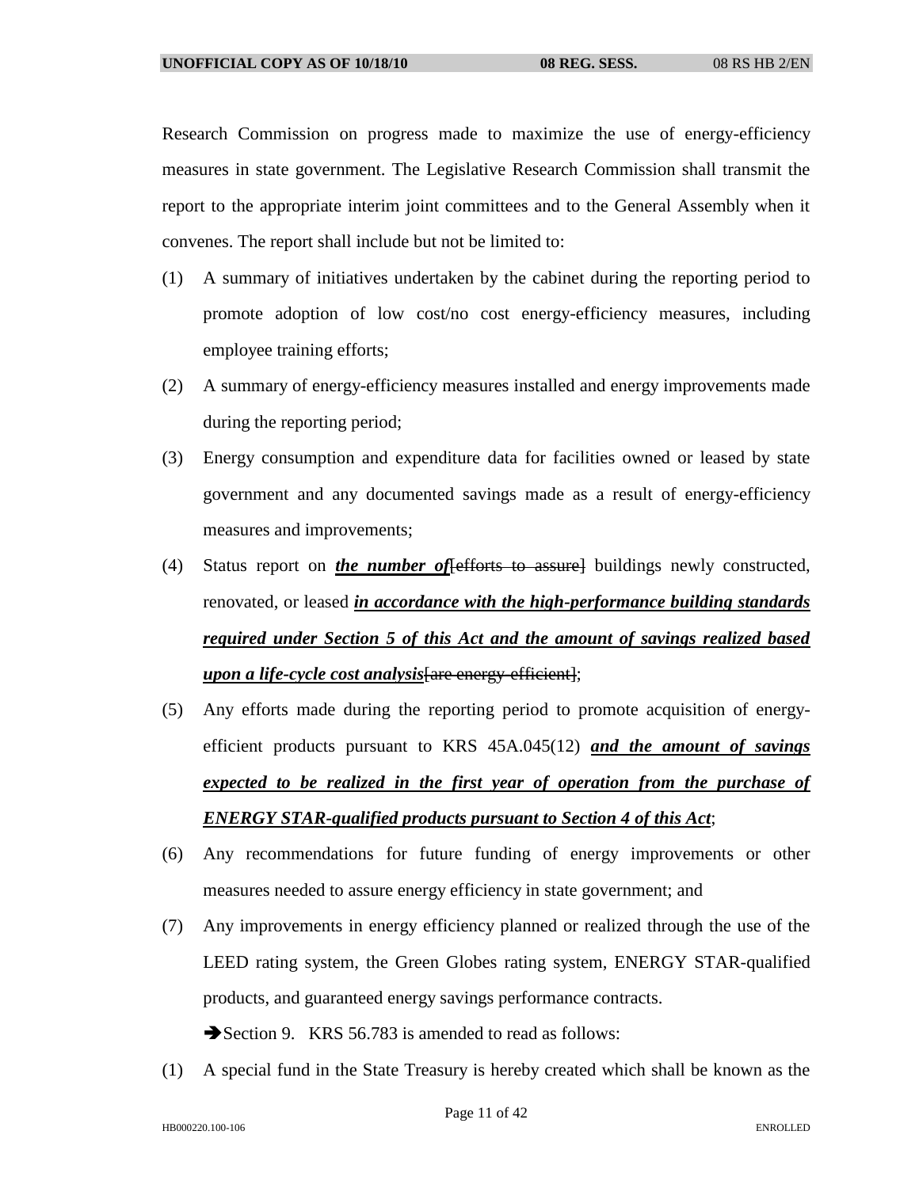Research Commission on progress made to maximize the use of energy-efficiency measures in state government. The Legislative Research Commission shall transmit the report to the appropriate interim joint committees and to the General Assembly when it convenes. The report shall include but not be limited to:

(1) A summary of initiatives undertaken by the cabinet during the reporting period to promote adoption of low cost/no cost energy-efficiency measures, including employee training efforts;

(2) A summary of energy-efficiency measures installed and energy improvements made during the reporting period;

(3) Energy consumption and expenditure data for facilities owned or leased by state government and any documented savings made as a result of energy-efficiency measures and improvements;

(4) Status report on ***the number of***~~[efforts to assure]~~ buildings newly constructed, renovated, or leased ***in accordance with the high-performance building standards required under Section 5 of this Act and the amount of savings realized based upon a life-cycle cost analysis***~~[are energy efficient]~~;

(5) Any efforts made during the reporting period to promote acquisition of energy-efficient products pursuant to KRS 45A.045(12) ***and the amount of savings expected to be realized in the first year of operation from the purchase of ENERGY STAR-qualified products pursuant to Section 4 of this Act***;

(6) Any recommendations for future funding of energy improvements or other measures needed to assure energy efficiency in state government; and

(7) Any improvements in energy efficiency planned or realized through the use of the LEED rating system, the Green Globes rating system, ENERGY STAR-qualified products, and guaranteed energy savings performance contracts.

➔Section 9. KRS 56.783 is amended to read as follows:

(1) A special fund in the State Treasury is hereby created which shall be known as the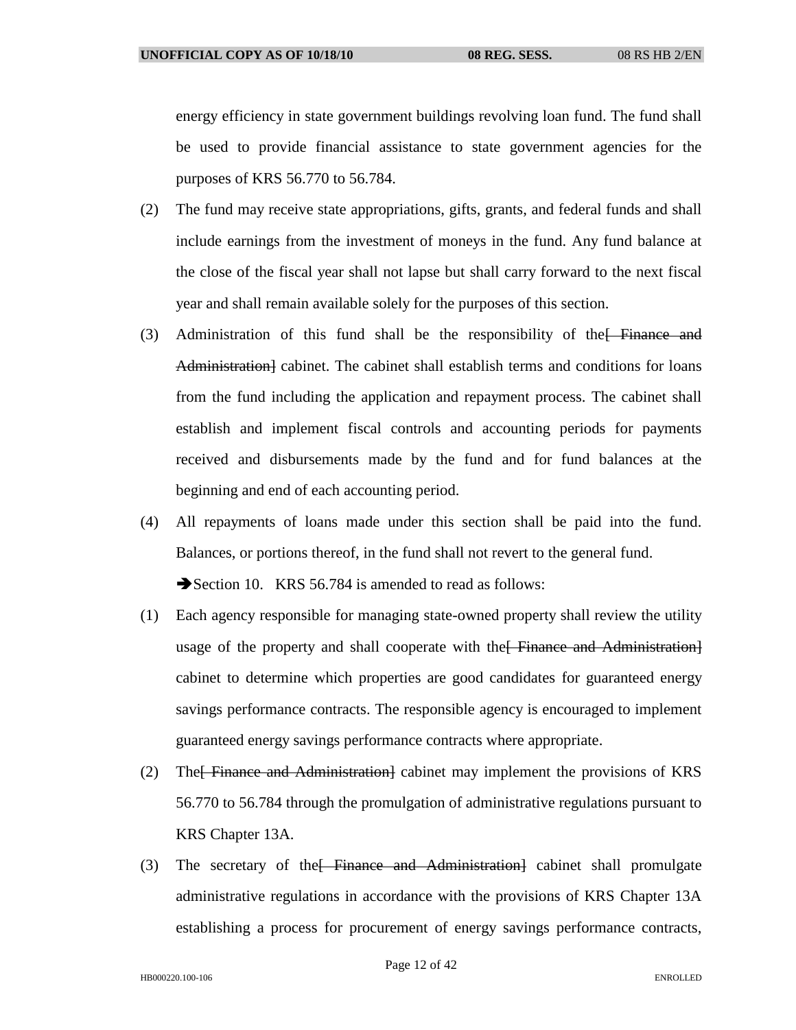energy efficiency in state government buildings revolving loan fund. The fund shall be used to provide financial assistance to state government agencies for the purposes of KRS 56.770 to 56.784.

(2) The fund may receive state appropriations, gifts, grants, and federal funds and shall include earnings from the investment of moneys in the fund. Any fund balance at the close of the fiscal year shall not lapse but shall carry forward to the next fiscal year and shall remain available solely for the purposes of this section.

(3) Administration of this fund shall be the responsibility of the~~[ Finance and Administration]~~ cabinet. The cabinet shall establish terms and conditions for loans from the fund including the application and repayment process. The cabinet shall establish and implement fiscal controls and accounting periods for payments received and disbursements made by the fund and for fund balances at the beginning and end of each accounting period.

(4) All repayments of loans made under this section shall be paid into the fund. Balances, or portions thereof, in the fund shall not revert to the general fund.

➔Section 10. KRS 56.784 is amended to read as follows:

(1) Each agency responsible for managing state-owned property shall review the utility usage of the property and shall cooperate with the~~[ Finance and Administration]~~ cabinet to determine which properties are good candidates for guaranteed energy savings performance contracts. The responsible agency is encouraged to implement guaranteed energy savings performance contracts where appropriate.

(2) The~~[ Finance and Administration]~~ cabinet may implement the provisions of KRS 56.770 to 56.784 through the promulgation of administrative regulations pursuant to KRS Chapter 13A.

(3) The secretary of the~~[ Finance and Administration]~~ cabinet shall promulgate administrative regulations in accordance with the provisions of KRS Chapter 13A establishing a process for procurement of energy savings performance contracts,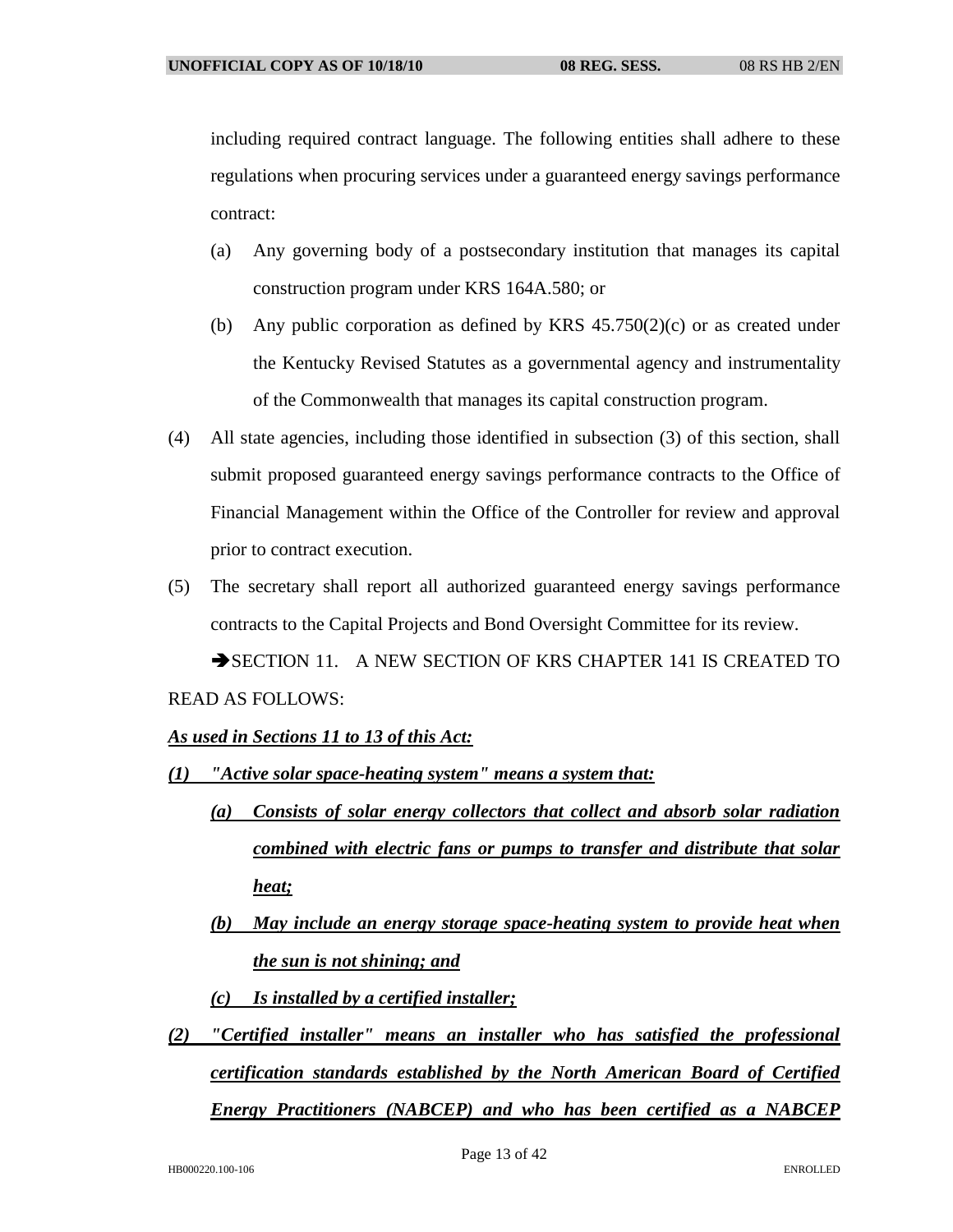including required contract language. The following entities shall adhere to these regulations when procuring services under a guaranteed energy savings performance contract:

(a) Any governing body of a postsecondary institution that manages its capital construction program under KRS 164A.580; or

(b) Any public corporation as defined by KRS 45.750(2)(c) or as created under the Kentucky Revised Statutes as a governmental agency and instrumentality of the Commonwealth that manages its capital construction program.

(4) All state agencies, including those identified in subsection (3) of this section, shall submit proposed guaranteed energy savings performance contracts to the Office of Financial Management within the Office of the Controller for review and approval prior to contract execution.

(5) The secretary shall report all authorized guaranteed energy savings performance contracts to the Capital Projects and Bond Oversight Committee for its review.

➔SECTION 11. A NEW SECTION OF KRS CHAPTER 141 IS CREATED TO READ AS FOLLOWS:

***As used in Sections 11 to 13 of this Act:***

***(1) "Active solar space-heating system" means a system that:***

***(a) Consists of solar energy collectors that collect and absorb solar radiation combined with electric fans or pumps to transfer and distribute that solar heat;***

***(b) May include an energy storage space-heating system to provide heat when the sun is not shining; and***

***(c) Is installed by a certified installer;***

***(2) "Certified installer" means an installer who has satisfied the professional certification standards established by the North American Board of Certified Energy Practitioners (NABCEP) and who has been certified as a NABCEP***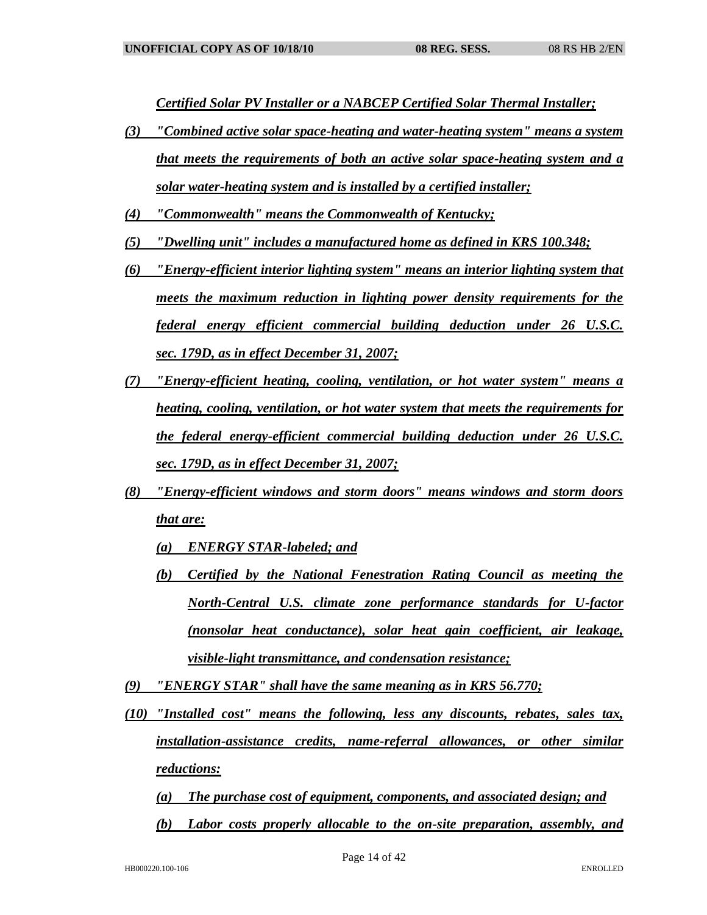*Certified Solar PV Installer or a NABCEP Certified Solar Thermal Installer;*

*(3) "Combined active solar space-heating and water-heating system" means a system that meets the requirements of both an active solar space-heating system and a solar water-heating system and is installed by a certified installer;*

*(4) "Commonwealth" means the Commonwealth of Kentucky;*

*(5) "Dwelling unit" includes a manufactured home as defined in KRS 100.348;*

*(6) "Energy-efficient interior lighting system" means an interior lighting system that meets the maximum reduction in lighting power density requirements for the federal energy efficient commercial building deduction under 26 U.S.C. sec. 179D, as in effect December 31, 2007;*

*(7) "Energy-efficient heating, cooling, ventilation, or hot water system" means a heating, cooling, ventilation, or hot water system that meets the requirements for the federal energy-efficient commercial building deduction under 26 U.S.C. sec. 179D, as in effect December 31, 2007;*

*(8) "Energy-efficient windows and storm doors" means windows and storm doors that are:*

*(a) ENERGY STAR-labeled; and*

*(b) Certified by the National Fenestration Rating Council as meeting the North-Central U.S. climate zone performance standards for U-factor (nonsolar heat conductance), solar heat gain coefficient, air leakage, visible-light transmittance, and condensation resistance;*

*(9) "ENERGY STAR" shall have the same meaning as in KRS 56.770;*

*(10) "Installed cost" means the following, less any discounts, rebates, sales tax, installation-assistance credits, name-referral allowances, or other similar reductions:*

*(a) The purchase cost of equipment, components, and associated design; and*

*(b) Labor costs properly allocable to the on-site preparation, assembly, and*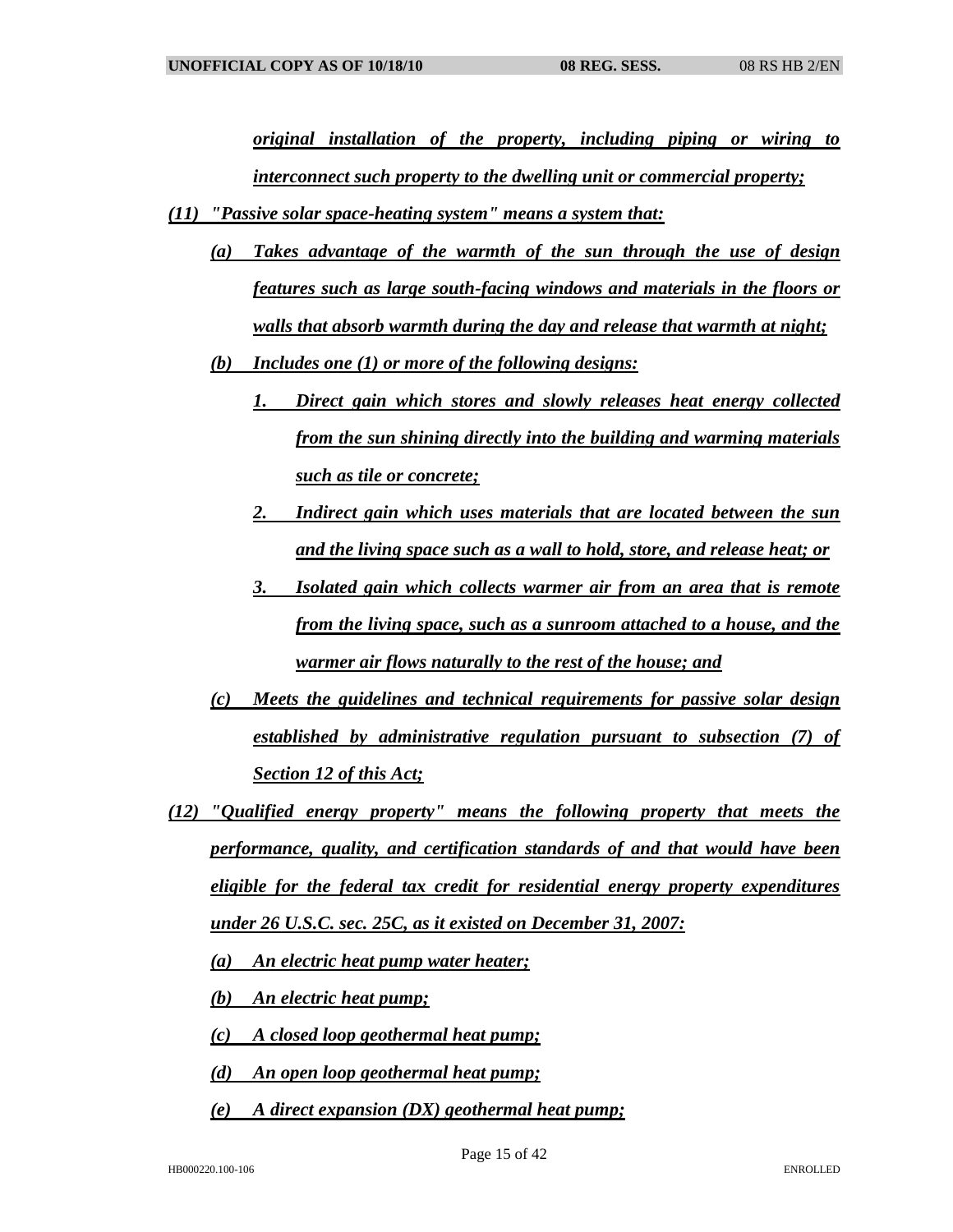*original installation of the property, including piping or wiring to interconnect such property to the dwelling unit or commercial property;*

*(11) "Passive solar space-heating system" means a system that:*

*(a) Takes advantage of the warmth of the sun through the use of design features such as large south-facing windows and materials in the floors or walls that absorb warmth during the day and release that warmth at night;*

*(b) Includes one (1) or more of the following designs:*

*1. Direct gain which stores and slowly releases heat energy collected from the sun shining directly into the building and warming materials such as tile or concrete;*

*2. Indirect gain which uses materials that are located between the sun and the living space such as a wall to hold, store, and release heat; or*

*3. Isolated gain which collects warmer air from an area that is remote from the living space, such as a sunroom attached to a house, and the warmer air flows naturally to the rest of the house; and*

*(c) Meets the guidelines and technical requirements for passive solar design established by administrative regulation pursuant to subsection (7) of Section 12 of this Act;*

*(12) "Qualified energy property" means the following property that meets the performance, quality, and certification standards of and that would have been eligible for the federal tax credit for residential energy property expenditures under 26 U.S.C. sec. 25C, as it existed on December 31, 2007:*

*(a) An electric heat pump water heater;*

*(b) An electric heat pump;*

*(c) A closed loop geothermal heat pump;*

*(d) An open loop geothermal heat pump;*

*(e) A direct expansion (DX) geothermal heat pump;*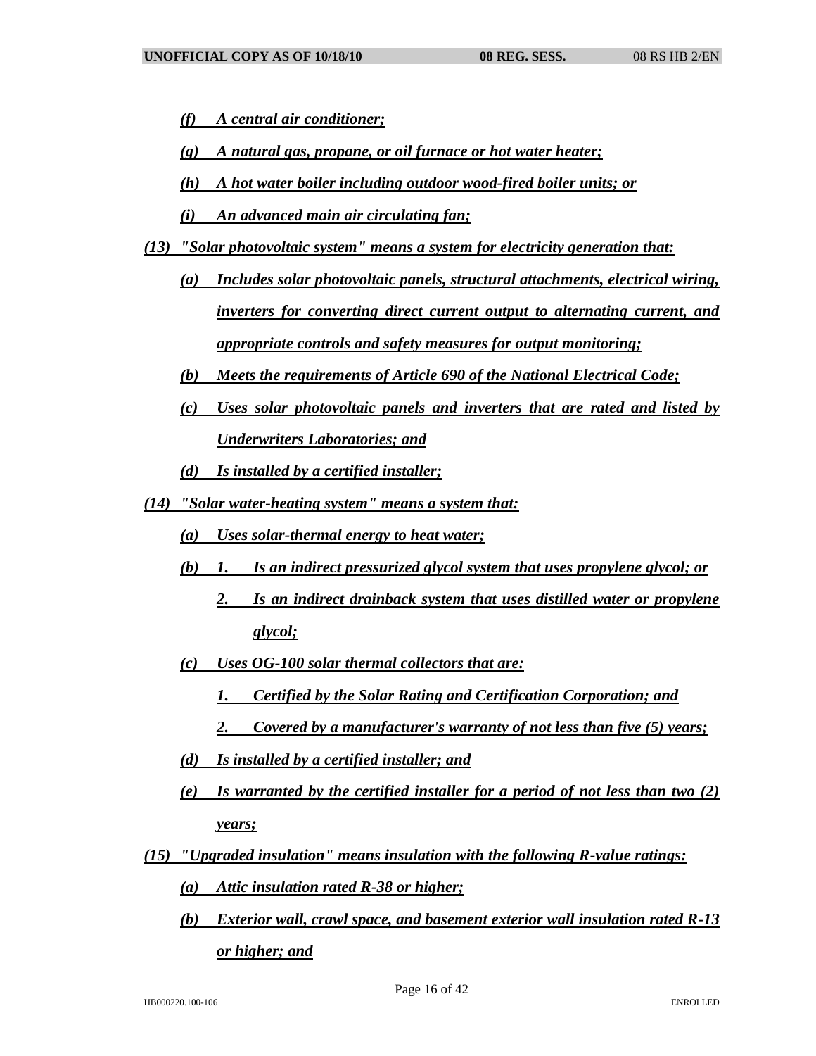*(f) A central air conditioner;*

*(g) A natural gas, propane, or oil furnace or hot water heater;*

*(h) A hot water boiler including outdoor wood-fired boiler units; or*

*(i) An advanced main air circulating fan;*

*(13) "Solar photovoltaic system" means a system for electricity generation that:*

*(a) Includes solar photovoltaic panels, structural attachments, electrical wiring, inverters for converting direct current output to alternating current, and appropriate controls and safety measures for output monitoring;*

*(b) Meets the requirements of Article 690 of the National Electrical Code;*

*(c) Uses solar photovoltaic panels and inverters that are rated and listed by Underwriters Laboratories; and*

*(d) Is installed by a certified installer;*

*(14) "Solar water-heating system" means a system that:*

*(a) Uses solar-thermal energy to heat water;*

*(b) 1. Is an indirect pressurized glycol system that uses propylene glycol; or*

*2. Is an indirect drainback system that uses distilled water or propylene glycol;*

*(c) Uses OG-100 solar thermal collectors that are:*

*1. Certified by the Solar Rating and Certification Corporation; and*

*2. Covered by a manufacturer's warranty of not less than five (5) years;*

*(d) Is installed by a certified installer; and*

*(e) Is warranted by the certified installer for a period of not less than two (2) years;*

*(15) "Upgraded insulation" means insulation with the following R-value ratings:*

*(a) Attic insulation rated R-38 or higher;*

*(b) Exterior wall, crawl space, and basement exterior wall insulation rated R-13 or higher; and*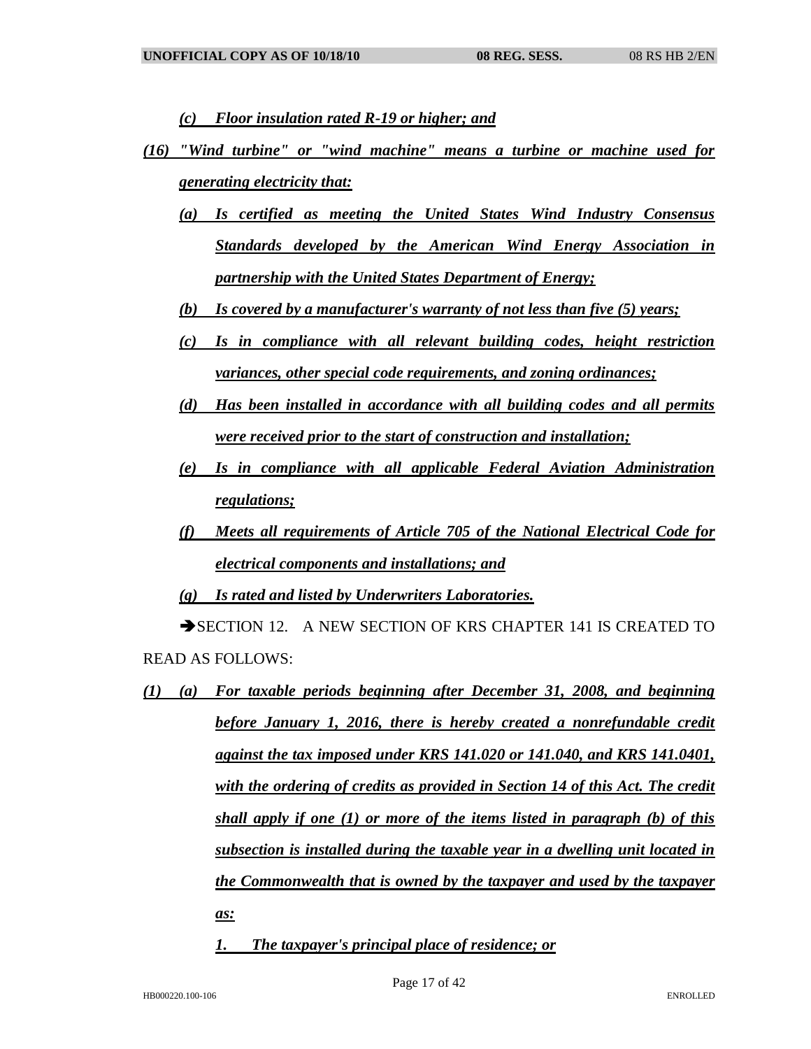*(c) Floor insulation rated R-19 or higher; and*

*(16) "Wind turbine" or "wind machine" means a turbine or machine used for generating electricity that:*

*(a) Is certified as meeting the United States Wind Industry Consensus Standards developed by the American Wind Energy Association in partnership with the United States Department of Energy;*

*(b) Is covered by a manufacturer's warranty of not less than five (5) years;*

*(c) Is in compliance with all relevant building codes, height restriction variances, other special code requirements, and zoning ordinances;*

*(d) Has been installed in accordance with all building codes and all permits were received prior to the start of construction and installation;*

*(e) Is in compliance with all applicable Federal Aviation Administration regulations;*

*(f) Meets all requirements of Article 705 of the National Electrical Code for electrical components and installations; and*

*(g) Is rated and listed by Underwriters Laboratories.*

➔SECTION 12. A NEW SECTION OF KRS CHAPTER 141 IS CREATED TO READ AS FOLLOWS:

*(1) (a) For taxable periods beginning after December 31, 2008, and beginning before January 1, 2016, there is hereby created a nonrefundable credit against the tax imposed under KRS 141.020 or 141.040, and KRS 141.0401, with the ordering of credits as provided in Section 14 of this Act. The credit shall apply if one (1) or more of the items listed in paragraph (b) of this subsection is installed during the taxable year in a dwelling unit located in the Commonwealth that is owned by the taxpayer and used by the taxpayer as:*

*1. The taxpayer's principal place of residence; or*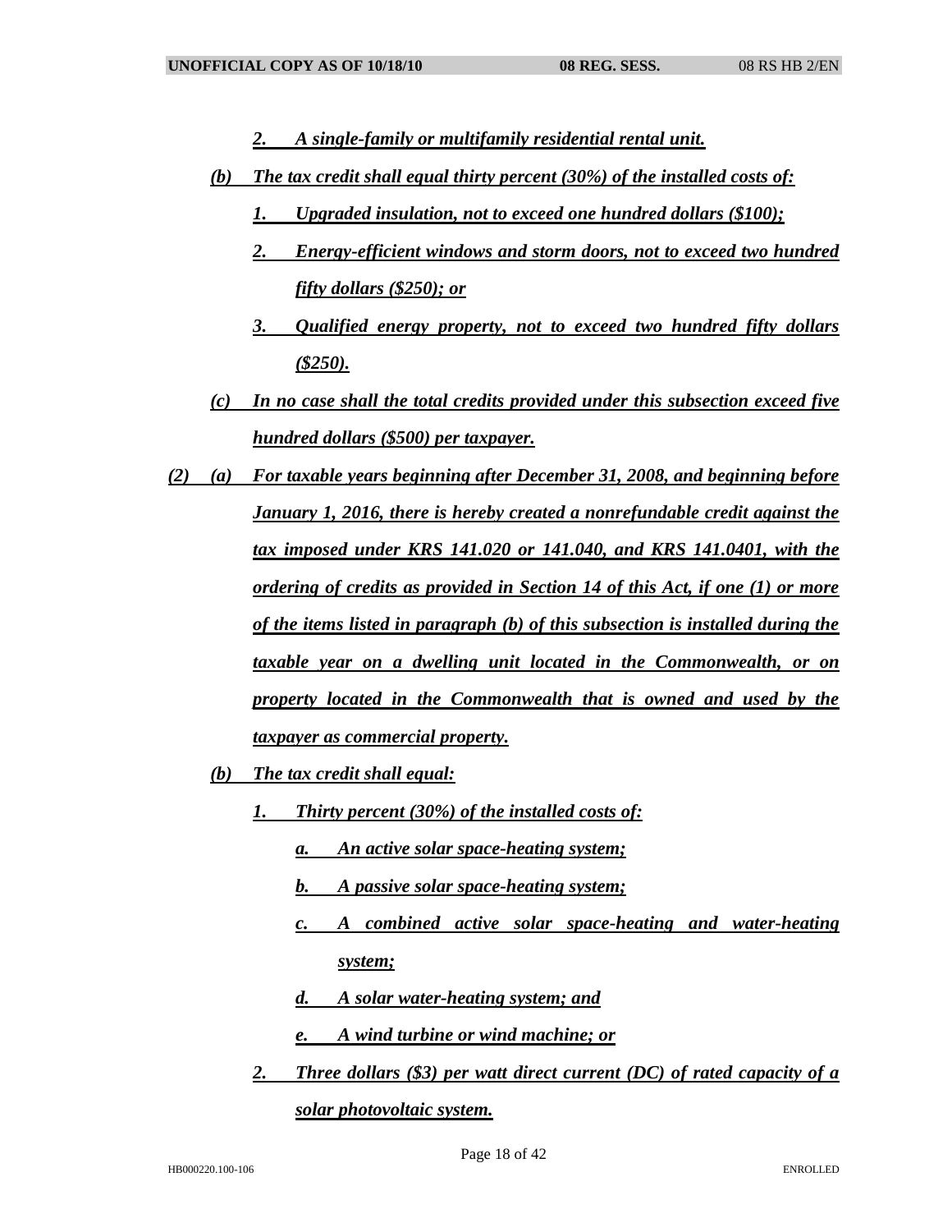*2. A single-family or multifamily residential rental unit.*

*(b) The tax credit shall equal thirty percent (30%) of the installed costs of:*

*1. Upgraded insulation, not to exceed one hundred dollars ($100);*

*2. Energy-efficient windows and storm doors, not to exceed two hundred fifty dollars ($250); or*

*3. Qualified energy property, not to exceed two hundred fifty dollars ($250).*

*(c) In no case shall the total credits provided under this subsection exceed five hundred dollars ($500) per taxpayer.*

*(2) (a) For taxable years beginning after December 31, 2008, and beginning before January 1, 2016, there is hereby created a nonrefundable credit against the tax imposed under KRS 141.020 or 141.040, and KRS 141.0401, with the ordering of credits as provided in Section 14 of this Act, if one (1) or more of the items listed in paragraph (b) of this subsection is installed during the taxable year on a dwelling unit located in the Commonwealth, or on property located in the Commonwealth that is owned and used by the taxpayer as commercial property.*

*(b) The tax credit shall equal:*

*1. Thirty percent (30%) of the installed costs of:*

*a. An active solar space-heating system;*

*b. A passive solar space-heating system;*

*c. A combined active solar space-heating and water-heating system;*

*d. A solar water-heating system; and*

*e. A wind turbine or wind machine; or*

*2. Three dollars ($3) per watt direct current (DC) of rated capacity of a solar photovoltaic system.*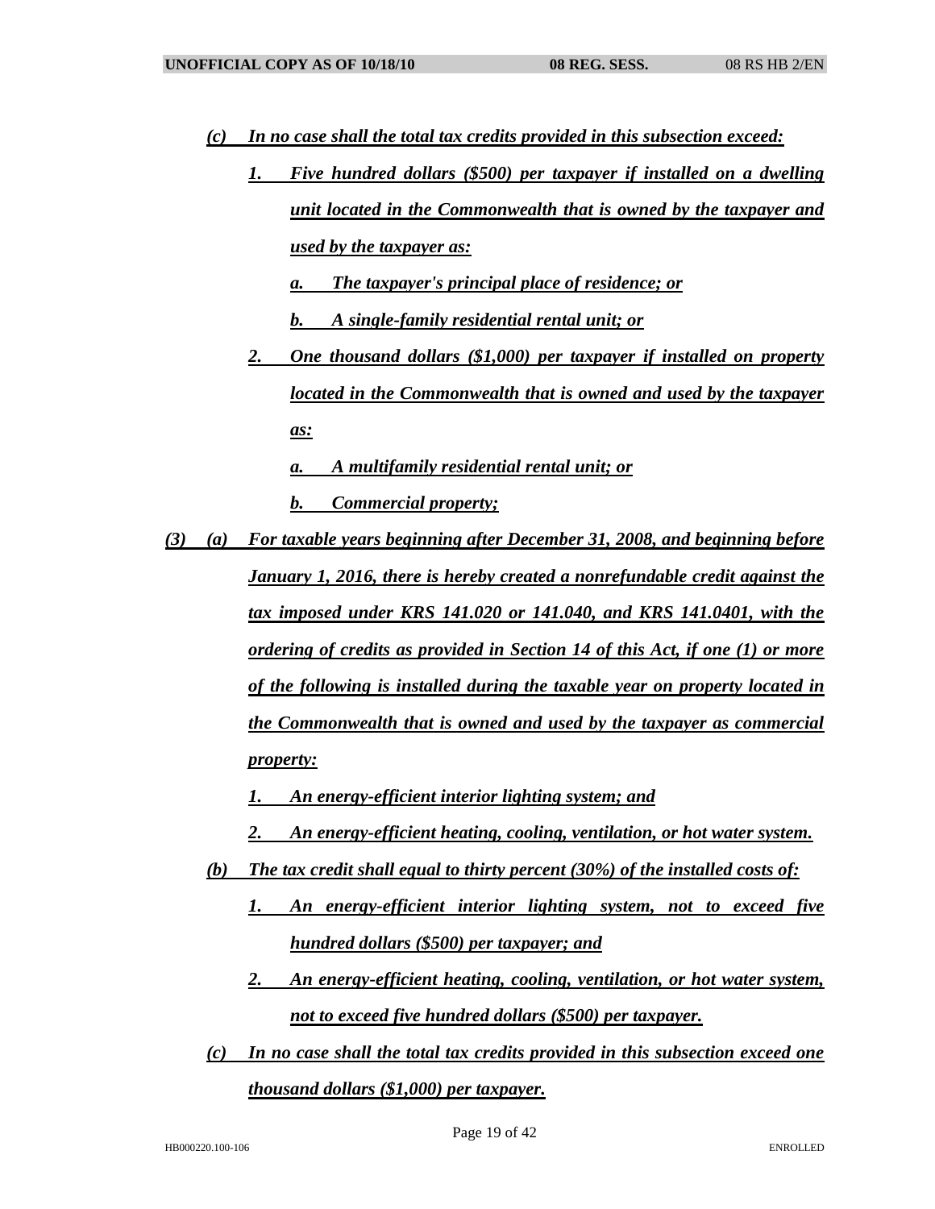*(c) In no case shall the total tax credits provided in this subsection exceed:*

*1. Five hundred dollars ($500) per taxpayer if installed on a dwelling unit located in the Commonwealth that is owned by the taxpayer and used by the taxpayer as:*

*a. The taxpayer's principal place of residence; or*

*b. A single-family residential rental unit; or*

*2. One thousand dollars ($1,000) per taxpayer if installed on property located in the Commonwealth that is owned and used by the taxpayer as:*

*a. A multifamily residential rental unit; or*

*b. Commercial property;*

*(3) (a) For taxable years beginning after December 31, 2008, and beginning before January 1, 2016, there is hereby created a nonrefundable credit against the tax imposed under KRS 141.020 or 141.040, and KRS 141.0401, with the ordering of credits as provided in Section 14 of this Act, if one (1) or more of the following is installed during the taxable year on property located in the Commonwealth that is owned and used by the taxpayer as commercial property:*

*1. An energy-efficient interior lighting system; and*

*2. An energy-efficient heating, cooling, ventilation, or hot water system.*

*(b) The tax credit shall equal to thirty percent (30%) of the installed costs of:*

*1. An energy-efficient interior lighting system, not to exceed five hundred dollars ($500) per taxpayer; and*

*2. An energy-efficient heating, cooling, ventilation, or hot water system, not to exceed five hundred dollars ($500) per taxpayer.*

*(c) In no case shall the total tax credits provided in this subsection exceed one thousand dollars ($1,000) per taxpayer.*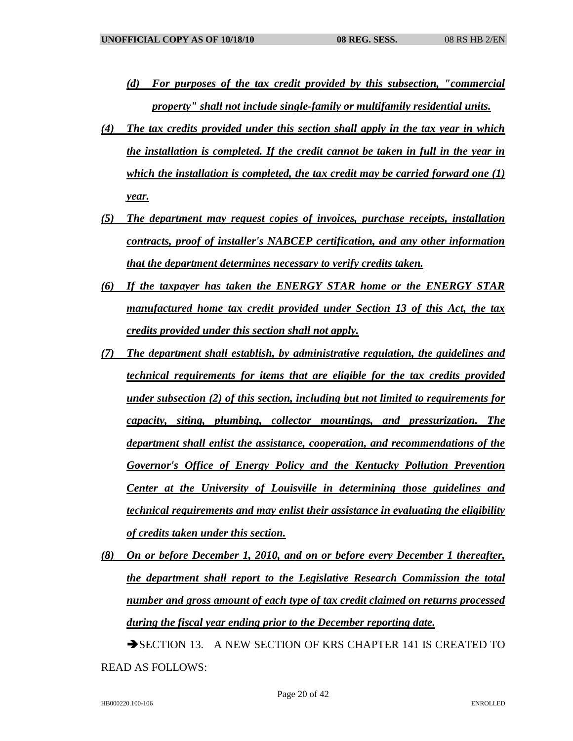*(d) For purposes of the tax credit provided by this subsection, "commercial property" shall not include single-family or multifamily residential units.*

*(4) The tax credits provided under this section shall apply in the tax year in which the installation is completed. If the credit cannot be taken in full in the year in which the installation is completed, the tax credit may be carried forward one (1) year.*

*(5) The department may request copies of invoices, purchase receipts, installation contracts, proof of installer's NABCEP certification, and any other information that the department determines necessary to verify credits taken.*

*(6) If the taxpayer has taken the ENERGY STAR home or the ENERGY STAR manufactured home tax credit provided under Section 13 of this Act, the tax credits provided under this section shall not apply.*

*(7) The department shall establish, by administrative regulation, the guidelines and technical requirements for items that are eligible for the tax credits provided under subsection (2) of this section, including but not limited to requirements for capacity, siting, plumbing, collector mountings, and pressurization. The department shall enlist the assistance, cooperation, and recommendations of the Governor's Office of Energy Policy and the Kentucky Pollution Prevention Center at the University of Louisville in determining those guidelines and technical requirements and may enlist their assistance in evaluating the eligibility of credits taken under this section.*

*(8) On or before December 1, 2010, and on or before every December 1 thereafter, the department shall report to the Legislative Research Commission the total number and gross amount of each type of tax credit claimed on returns processed during the fiscal year ending prior to the December reporting date.*

➔SECTION 13. A NEW SECTION OF KRS CHAPTER 141 IS CREATED TO READ AS FOLLOWS: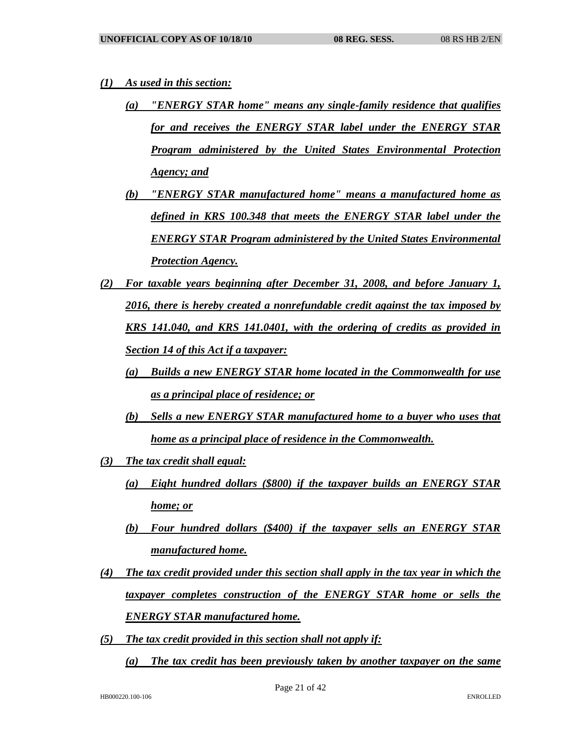*(1) As used in this section:*

*(a) "ENERGY STAR home" means any single-family residence that qualifies for and receives the ENERGY STAR label under the ENERGY STAR Program administered by the United States Environmental Protection Agency; and*

*(b) "ENERGY STAR manufactured home" means a manufactured home as defined in KRS 100.348 that meets the ENERGY STAR label under the ENERGY STAR Program administered by the United States Environmental Protection Agency.*

*(2) For taxable years beginning after December 31, 2008, and before January 1, 2016, there is hereby created a nonrefundable credit against the tax imposed by KRS 141.040, and KRS 141.0401, with the ordering of credits as provided in Section 14 of this Act if a taxpayer:*

*(a) Builds a new ENERGY STAR home located in the Commonwealth for use as a principal place of residence; or*

*(b) Sells a new ENERGY STAR manufactured home to a buyer who uses that home as a principal place of residence in the Commonwealth.*

*(3) The tax credit shall equal:*

*(a) Eight hundred dollars ($800) if the taxpayer builds an ENERGY STAR home; or*

*(b) Four hundred dollars ($400) if the taxpayer sells an ENERGY STAR manufactured home.*

*(4) The tax credit provided under this section shall apply in the tax year in which the taxpayer completes construction of the ENERGY STAR home or sells the ENERGY STAR manufactured home.*

*(5) The tax credit provided in this section shall not apply if:*

*(a) The tax credit has been previously taken by another taxpayer on the same*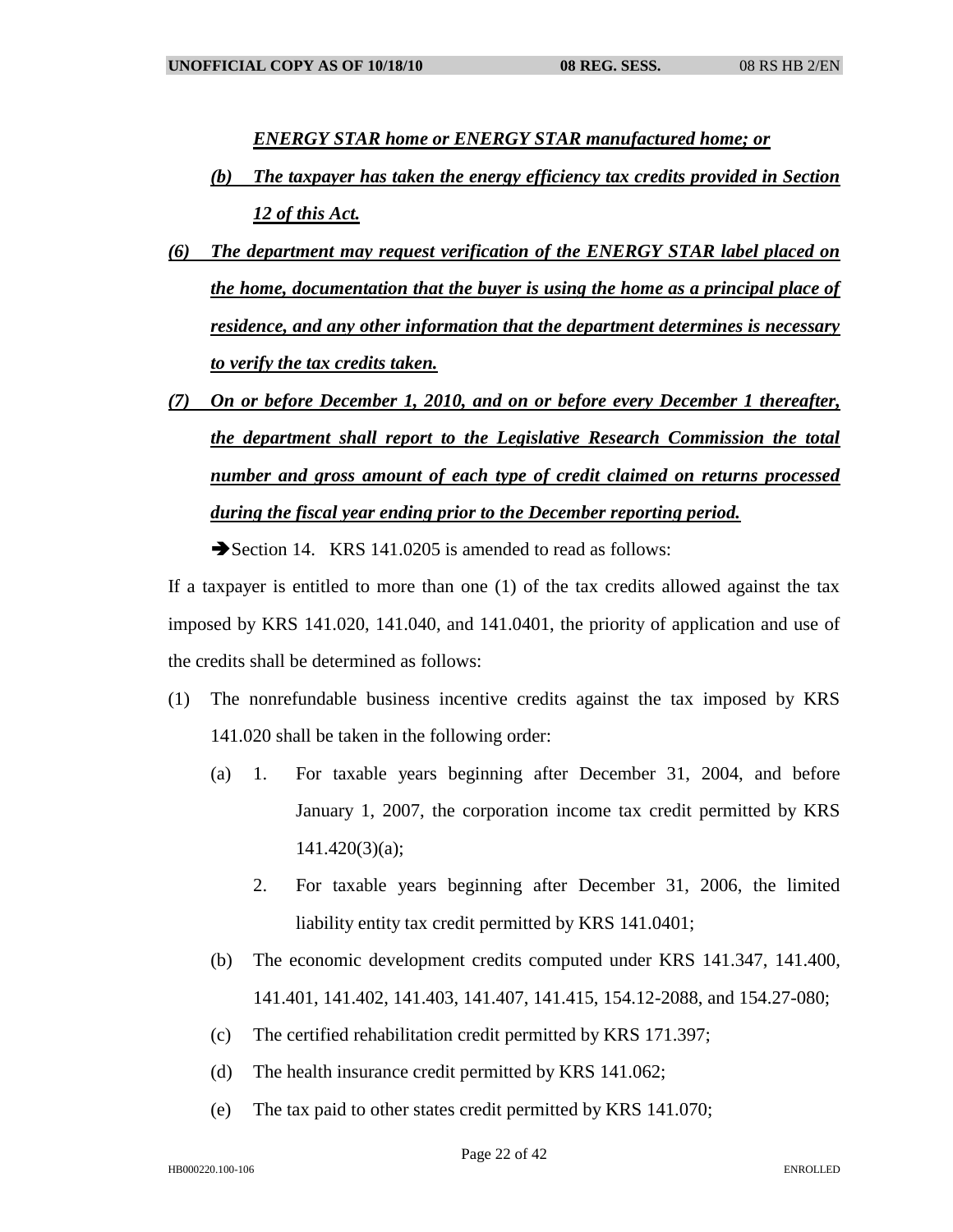***ENERGY STAR home or ENERGY STAR manufactured home; or***

***(b) The taxpayer has taken the energy efficiency tax credits provided in Section 12 of this Act.***

***(6) The department may request verification of the ENERGY STAR label placed on the home, documentation that the buyer is using the home as a principal place of residence, and any other information that the department determines is necessary to verify the tax credits taken.***

***(7) On or before December 1, 2010, and on or before every December 1 thereafter, the department shall report to the Legislative Research Commission the total number and gross amount of each type of credit claimed on returns processed during the fiscal year ending prior to the December reporting period.***

➔Section 14. KRS 141.0205 is amended to read as follows:

If a taxpayer is entitled to more than one (1) of the tax credits allowed against the tax imposed by KRS 141.020, 141.040, and 141.0401, the priority of application and use of the credits shall be determined as follows:

(1) The nonrefundable business incentive credits against the tax imposed by KRS 141.020 shall be taken in the following order:

  (a) 1. For taxable years beginning after December 31, 2004, and before January 1, 2007, the corporation income tax credit permitted by KRS 141.420(3)(a);

    2. For taxable years beginning after December 31, 2006, the limited liability entity tax credit permitted by KRS 141.0401;

  (b) The economic development credits computed under KRS 141.347, 141.400, 141.401, 141.402, 141.403, 141.407, 141.415, 154.12-2088, and 154.27-080;

  (c) The certified rehabilitation credit permitted by KRS 171.397;

  (d) The health insurance credit permitted by KRS 141.062;

  (e) The tax paid to other states credit permitted by KRS 141.070;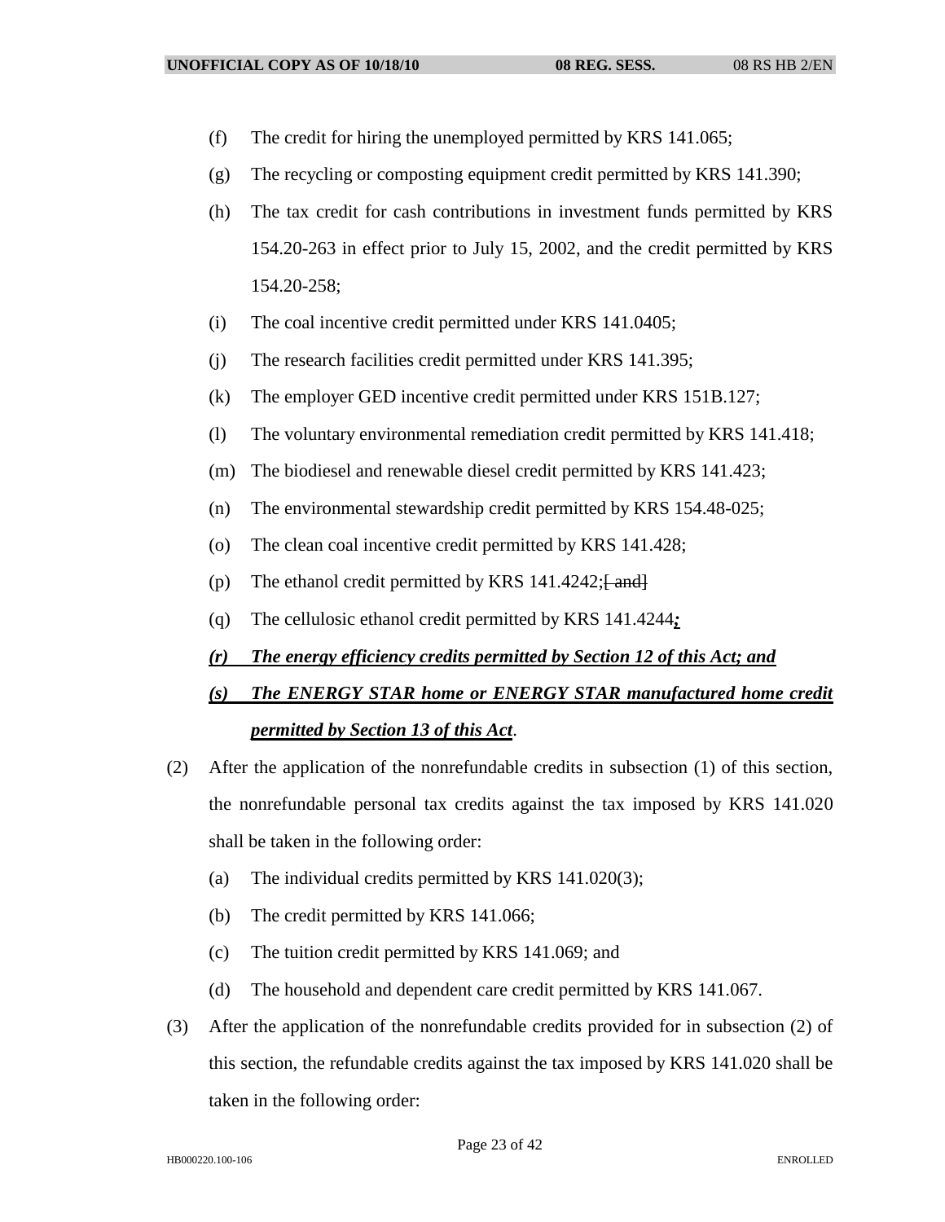(f) The credit for hiring the unemployed permitted by KRS 141.065;

(g) The recycling or composting equipment credit permitted by KRS 141.390;

(h) The tax credit for cash contributions in investment funds permitted by KRS 154.20-263 in effect prior to July 15, 2002, and the credit permitted by KRS 154.20-258;

(i) The coal incentive credit permitted under KRS 141.0405;

(j) The research facilities credit permitted under KRS 141.395;

(k) The employer GED incentive credit permitted under KRS 151B.127;

(l) The voluntary environmental remediation credit permitted by KRS 141.418;

(m) The biodiesel and renewable diesel credit permitted by KRS 141.423;

(n) The environmental stewardship credit permitted by KRS 154.48-025;

(o) The clean coal incentive credit permitted by KRS 141.428;

(p) The ethanol credit permitted by KRS 141.4242;~~[ and]~~

(q) The cellulosic ethanol credit permitted by KRS 141.4244***;***

***(r) The energy efficiency credits permitted by Section 12 of this Act; and***

***(s) The ENERGY STAR home or ENERGY STAR manufactured home credit permitted by Section 13 of this Act***.

(2) After the application of the nonrefundable credits in subsection (1) of this section, the nonrefundable personal tax credits against the tax imposed by KRS 141.020 shall be taken in the following order:

(a) The individual credits permitted by KRS 141.020(3);

(b) The credit permitted by KRS 141.066;

(c) The tuition credit permitted by KRS 141.069; and

(d) The household and dependent care credit permitted by KRS 141.067.

(3) After the application of the nonrefundable credits provided for in subsection (2) of this section, the refundable credits against the tax imposed by KRS 141.020 shall be taken in the following order: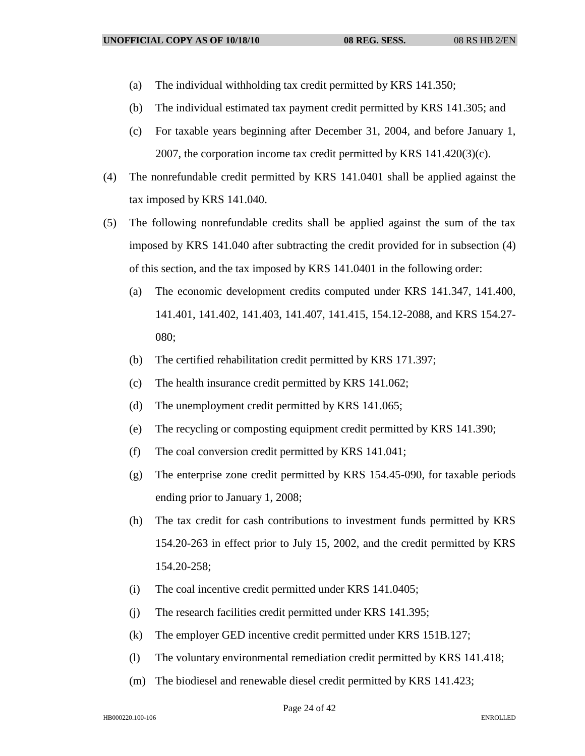(a) The individual withholding tax credit permitted by KRS 141.350;

(b) The individual estimated tax payment credit permitted by KRS 141.305; and

(c) For taxable years beginning after December 31, 2004, and before January 1, 2007, the corporation income tax credit permitted by KRS 141.420(3)(c).

(4) The nonrefundable credit permitted by KRS 141.0401 shall be applied against the tax imposed by KRS 141.040.

(5) The following nonrefundable credits shall be applied against the sum of the tax imposed by KRS 141.040 after subtracting the credit provided for in subsection (4) of this section, and the tax imposed by KRS 141.0401 in the following order:

(a) The economic development credits computed under KRS 141.347, 141.400, 141.401, 141.402, 141.403, 141.407, 141.415, 154.12-2088, and KRS 154.27-080;

(b) The certified rehabilitation credit permitted by KRS 171.397;

(c) The health insurance credit permitted by KRS 141.062;

(d) The unemployment credit permitted by KRS 141.065;

(e) The recycling or composting equipment credit permitted by KRS 141.390;

(f) The coal conversion credit permitted by KRS 141.041;

(g) The enterprise zone credit permitted by KRS 154.45-090, for taxable periods ending prior to January 1, 2008;

(h) The tax credit for cash contributions to investment funds permitted by KRS 154.20-263 in effect prior to July 15, 2002, and the credit permitted by KRS 154.20-258;

(i) The coal incentive credit permitted under KRS 141.0405;

(j) The research facilities credit permitted under KRS 141.395;

(k) The employer GED incentive credit permitted under KRS 151B.127;

(l) The voluntary environmental remediation credit permitted by KRS 141.418;

(m) The biodiesel and renewable diesel credit permitted by KRS 141.423;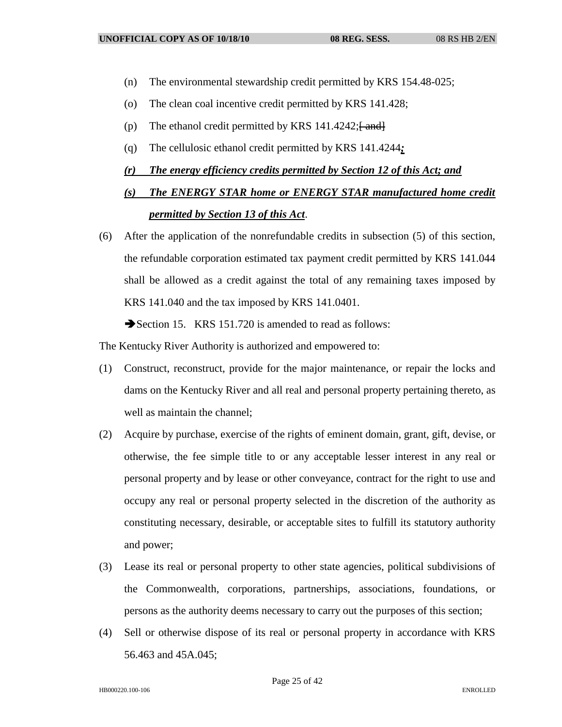(n) The environmental stewardship credit permitted by KRS 154.48-025;

(o) The clean coal incentive credit permitted by KRS 141.428;

(p) The ethanol credit permitted by KRS 141.4242;~~[ and]~~

(q) The cellulosic ethanol credit permitted by KRS 141.4244***;***

***(r) The energy efficiency credits permitted by Section 12 of this Act; and***

***(s) The ENERGY STAR home or ENERGY STAR manufactured home credit permitted by Section 13 of this Act***.

(6) After the application of the nonrefundable credits in subsection (5) of this section, the refundable corporation estimated tax payment credit permitted by KRS 141.044 shall be allowed as a credit against the total of any remaining taxes imposed by KRS 141.040 and the tax imposed by KRS 141.0401.

➔Section 15. KRS 151.720 is amended to read as follows:

The Kentucky River Authority is authorized and empowered to:

(1) Construct, reconstruct, provide for the major maintenance, or repair the locks and dams on the Kentucky River and all real and personal property pertaining thereto, as well as maintain the channel;

(2) Acquire by purchase, exercise of the rights of eminent domain, grant, gift, devise, or otherwise, the fee simple title to or any acceptable lesser interest in any real or personal property and by lease or other conveyance, contract for the right to use and occupy any real or personal property selected in the discretion of the authority as constituting necessary, desirable, or acceptable sites to fulfill its statutory authority and power;

(3) Lease its real or personal property to other state agencies, political subdivisions of the Commonwealth, corporations, partnerships, associations, foundations, or persons as the authority deems necessary to carry out the purposes of this section;

(4) Sell or otherwise dispose of its real or personal property in accordance with KRS 56.463 and 45A.045;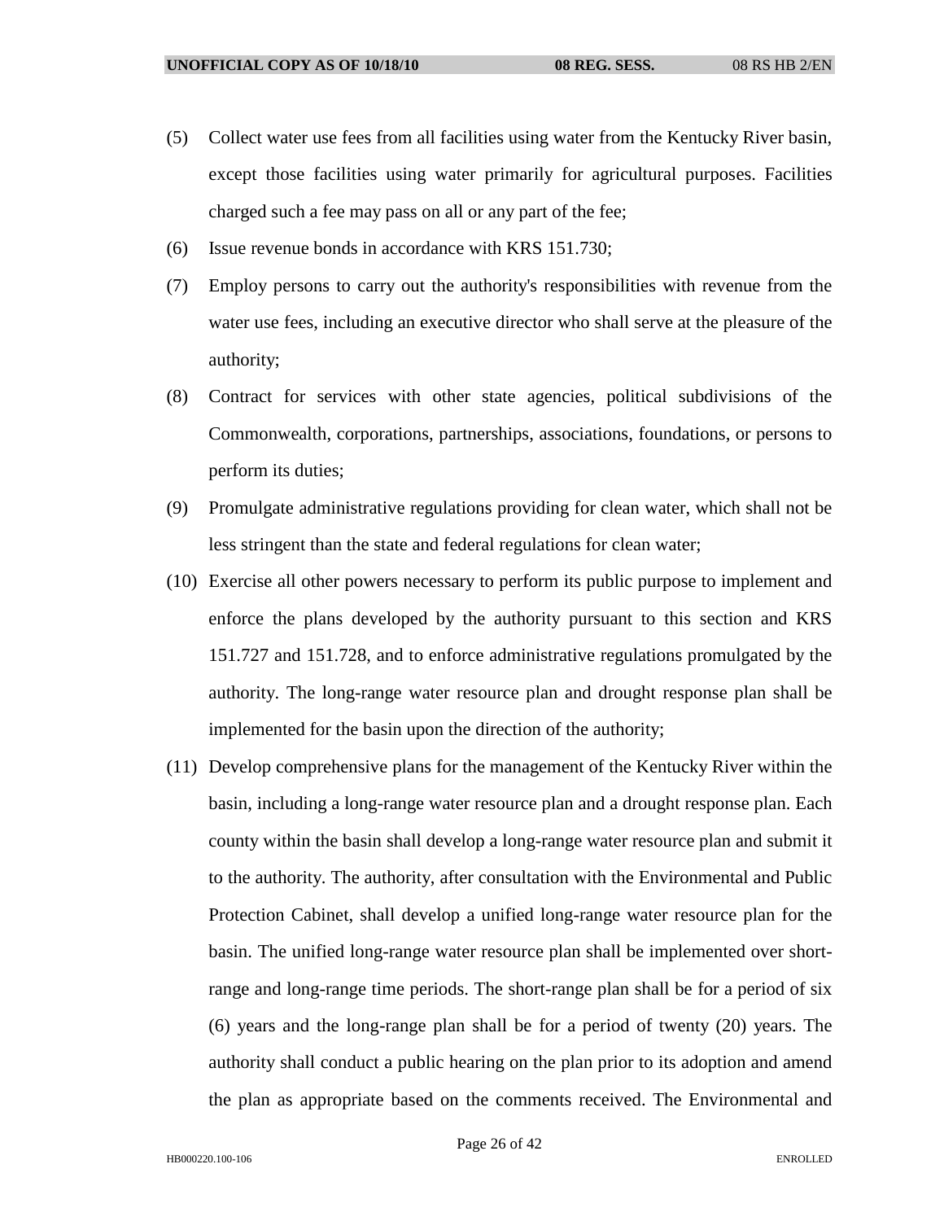(5) Collect water use fees from all facilities using water from the Kentucky River basin, except those facilities using water primarily for agricultural purposes. Facilities charged such a fee may pass on all or any part of the fee;

(6) Issue revenue bonds in accordance with KRS 151.730;

(7) Employ persons to carry out the authority's responsibilities with revenue from the water use fees, including an executive director who shall serve at the pleasure of the authority;

(8) Contract for services with other state agencies, political subdivisions of the Commonwealth, corporations, partnerships, associations, foundations, or persons to perform its duties;

(9) Promulgate administrative regulations providing for clean water, which shall not be less stringent than the state and federal regulations for clean water;

(10) Exercise all other powers necessary to perform its public purpose to implement and enforce the plans developed by the authority pursuant to this section and KRS 151.727 and 151.728, and to enforce administrative regulations promulgated by the authority. The long-range water resource plan and drought response plan shall be implemented for the basin upon the direction of the authority;

(11) Develop comprehensive plans for the management of the Kentucky River within the basin, including a long-range water resource plan and a drought response plan. Each county within the basin shall develop a long-range water resource plan and submit it to the authority. The authority, after consultation with the Environmental and Public Protection Cabinet, shall develop a unified long-range water resource plan for the basin. The unified long-range water resource plan shall be implemented over short-range and long-range time periods. The short-range plan shall be for a period of six (6) years and the long-range plan shall be for a period of twenty (20) years. The authority shall conduct a public hearing on the plan prior to its adoption and amend the plan as appropriate based on the comments received. The Environmental and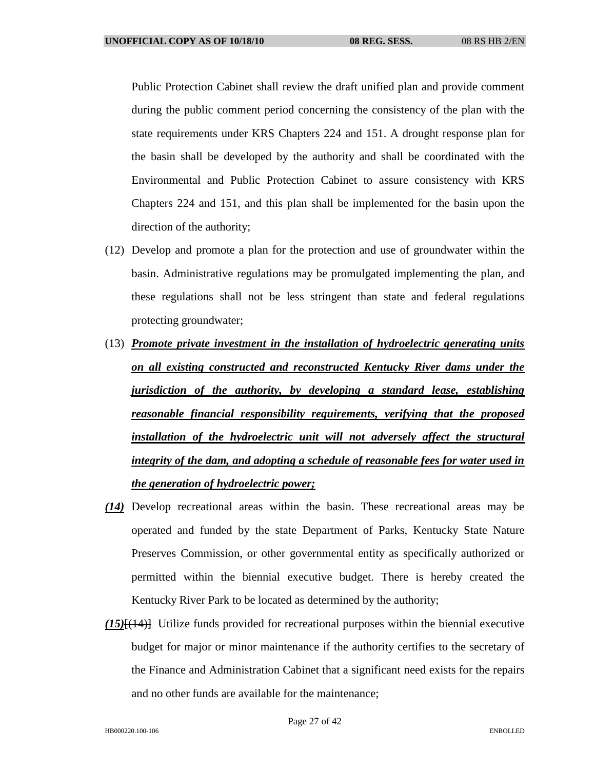Public Protection Cabinet shall review the draft unified plan and provide comment during the public comment period concerning the consistency of the plan with the state requirements under KRS Chapters 224 and 151. A drought response plan for the basin shall be developed by the authority and shall be coordinated with the Environmental and Public Protection Cabinet to assure consistency with KRS Chapters 224 and 151, and this plan shall be implemented for the basin upon the direction of the authority;

(12) Develop and promote a plan for the protection and use of groundwater within the basin. Administrative regulations may be promulgated implementing the plan, and these regulations shall not be less stringent than state and federal regulations protecting groundwater;

(13) ***Promote private investment in the installation of hydroelectric generating units on all existing constructed and reconstructed Kentucky River dams under the jurisdiction of the authority, by developing a standard lease, establishing reasonable financial responsibility requirements, verifying that the proposed installation of the hydroelectric unit will not adversely affect the structural integrity of the dam, and adopting a schedule of reasonable fees for water used in the generation of hydroelectric power;***

***(14)*** Develop recreational areas within the basin. These recreational areas may be operated and funded by the state Department of Parks, Kentucky State Nature Preserves Commission, or other governmental entity as specifically authorized or permitted within the biennial executive budget. There is hereby created the Kentucky River Park to be located as determined by the authority;

***(15)***~~[(14)]~~ Utilize funds provided for recreational purposes within the biennial executive budget for major or minor maintenance if the authority certifies to the secretary of the Finance and Administration Cabinet that a significant need exists for the repairs and no other funds are available for the maintenance;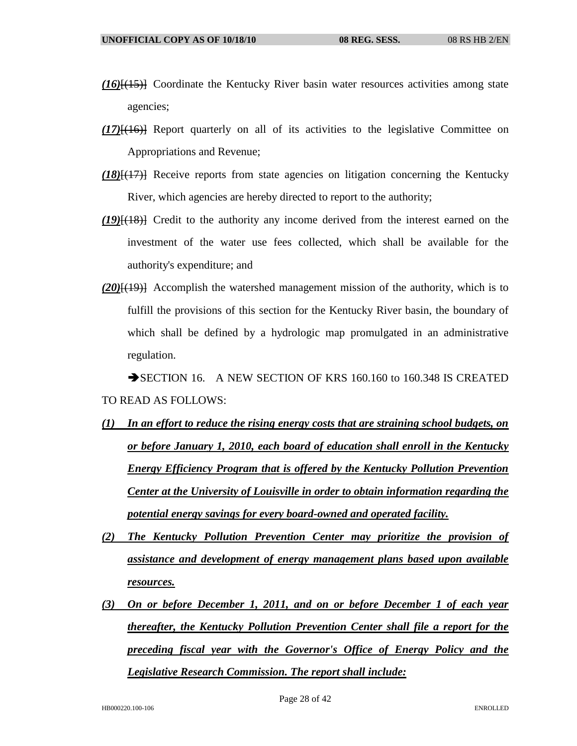*(16)*[(15)] Coordinate the Kentucky River basin water resources activities among state agencies;

*(17)*[(16)] Report quarterly on all of its activities to the legislative Committee on Appropriations and Revenue;

*(18)*[(17)] Receive reports from state agencies on litigation concerning the Kentucky River, which agencies are hereby directed to report to the authority;

*(19)*[(18)] Credit to the authority any income derived from the interest earned on the investment of the water use fees collected, which shall be available for the authority's expenditure; and

*(20)*[(19)] Accomplish the watershed management mission of the authority, which is to fulfill the provisions of this section for the Kentucky River basin, the boundary of which shall be defined by a hydrologic map promulgated in an administrative regulation.

➔SECTION 16. A NEW SECTION OF KRS 160.160 to 160.348 IS CREATED TO READ AS FOLLOWS:

***(1) In an effort to reduce the rising energy costs that are straining school budgets, on or before January 1, 2010, each board of education shall enroll in the Kentucky Energy Efficiency Program that is offered by the Kentucky Pollution Prevention Center at the University of Louisville in order to obtain information regarding the potential energy savings for every board-owned and operated facility.***

***(2) The Kentucky Pollution Prevention Center may prioritize the provision of assistance and development of energy management plans based upon available resources.***

***(3) On or before December 1, 2011, and on or before December 1 of each year thereafter, the Kentucky Pollution Prevention Center shall file a report for the preceding fiscal year with the Governor's Office of Energy Policy and the Legislative Research Commission. The report shall include:***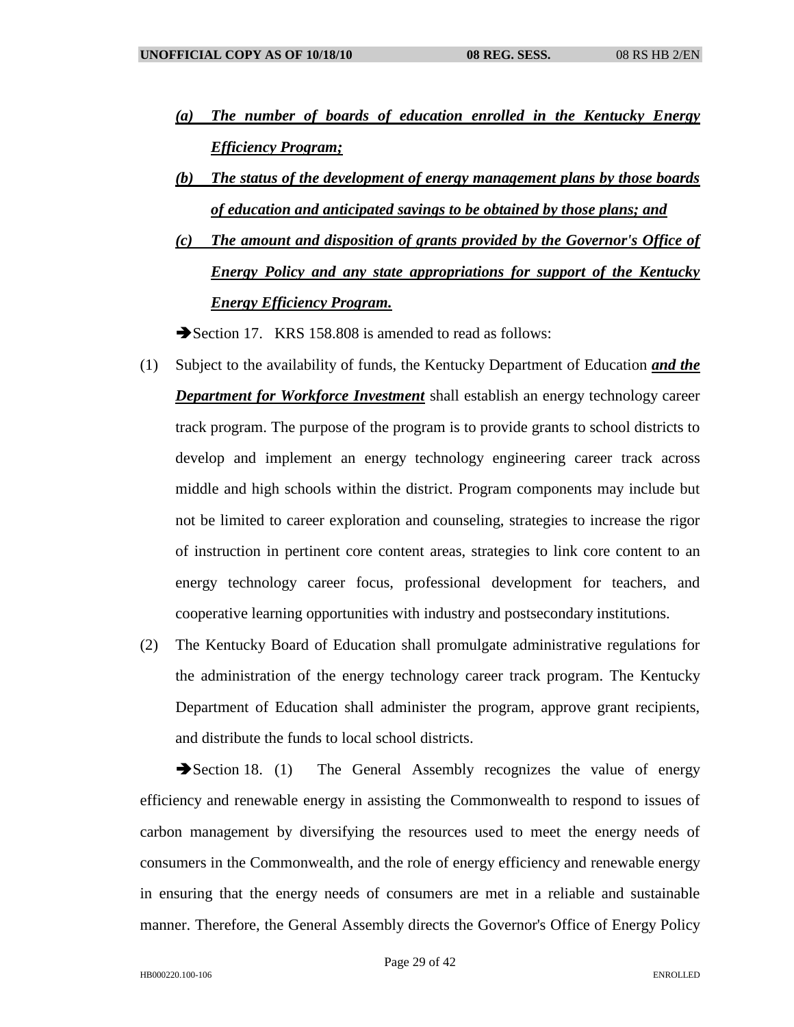*__(a) The number of boards of education enrolled in the Kentucky Energy Efficiency Program;__*

*__(b) The status of the development of energy management plans by those boards of education and anticipated savings to be obtained by those plans; and__*

*__(c) The amount and disposition of grants provided by the Governor's Office of Energy Policy and any state appropriations for support of the Kentucky Energy Efficiency Program.__*

➔Section 17. KRS 158.808 is amended to read as follows:

(1) Subject to the availability of funds, the Kentucky Department of Education ***__and the Department for Workforce Investment__*** shall establish an energy technology career track program. The purpose of the program is to provide grants to school districts to develop and implement an energy technology engineering career track across middle and high schools within the district. Program components may include but not be limited to career exploration and counseling, strategies to increase the rigor of instruction in pertinent core content areas, strategies to link core content to an energy technology career focus, professional development for teachers, and cooperative learning opportunities with industry and postsecondary institutions.

(2) The Kentucky Board of Education shall promulgate administrative regulations for the administration of the energy technology career track program. The Kentucky Department of Education shall administer the program, approve grant recipients, and distribute the funds to local school districts.

➔Section 18. (1) The General Assembly recognizes the value of energy efficiency and renewable energy in assisting the Commonwealth to respond to issues of carbon management by diversifying the resources used to meet the energy needs of consumers in the Commonwealth, and the role of energy efficiency and renewable energy in ensuring that the energy needs of consumers are met in a reliable and sustainable manner. Therefore, the General Assembly directs the Governor's Office of Energy Policy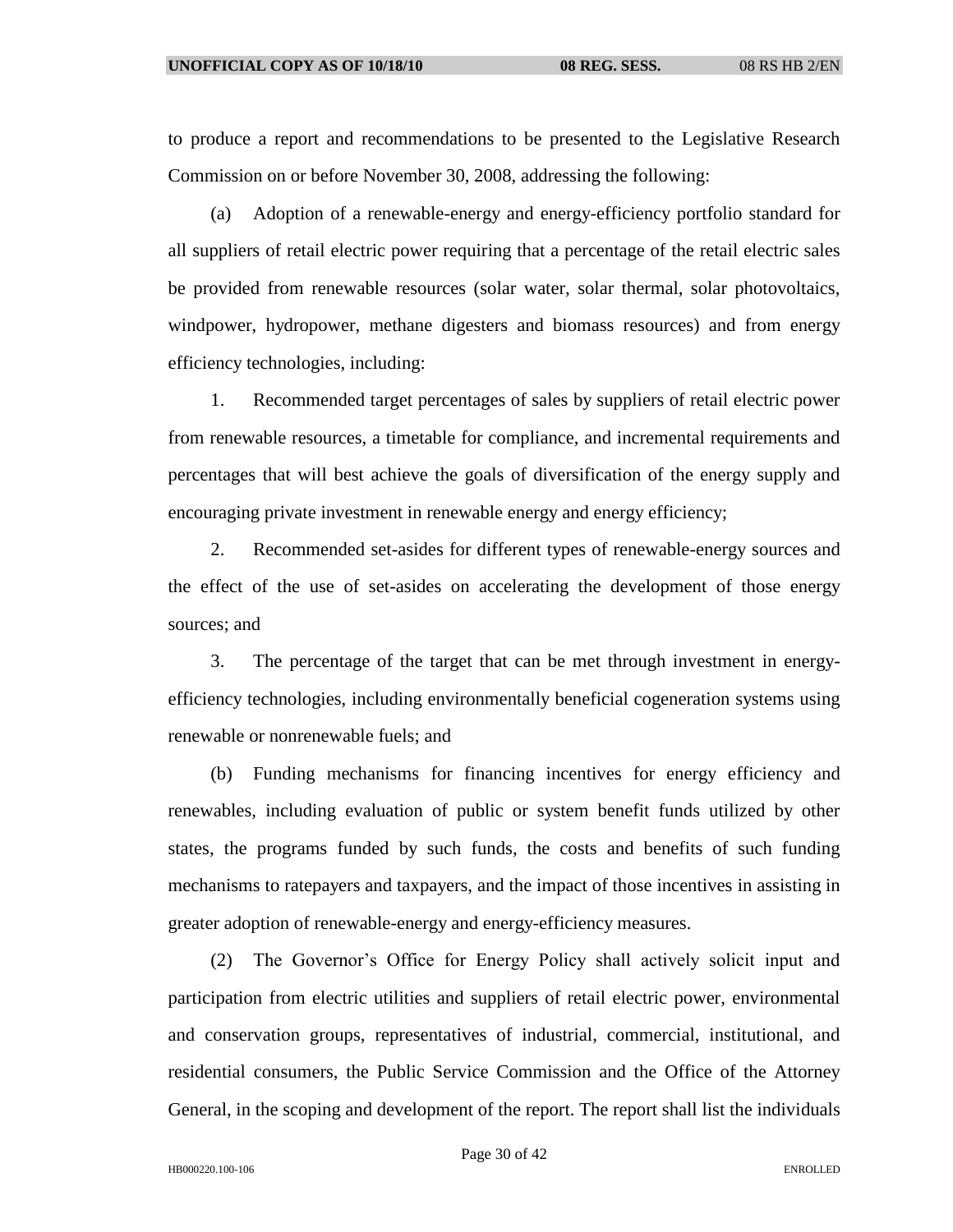to produce a report and recommendations to be presented to the Legislative Research Commission on or before November 30, 2008, addressing the following:

(a) Adoption of a renewable-energy and energy-efficiency portfolio standard for all suppliers of retail electric power requiring that a percentage of the retail electric sales be provided from renewable resources (solar water, solar thermal, solar photovoltaics, windpower, hydropower, methane digesters and biomass resources) and from energy efficiency technologies, including:

1. Recommended target percentages of sales by suppliers of retail electric power from renewable resources, a timetable for compliance, and incremental requirements and percentages that will best achieve the goals of diversification of the energy supply and encouraging private investment in renewable energy and energy efficiency;

2. Recommended set-asides for different types of renewable-energy sources and the effect of the use of set-asides on accelerating the development of those energy sources; and

3. The percentage of the target that can be met through investment in energy-efficiency technologies, including environmentally beneficial cogeneration systems using renewable or nonrenewable fuels; and

(b) Funding mechanisms for financing incentives for energy efficiency and renewables, including evaluation of public or system benefit funds utilized by other states, the programs funded by such funds, the costs and benefits of such funding mechanisms to ratepayers and taxpayers, and the impact of those incentives in assisting in greater adoption of renewable-energy and energy-efficiency measures.

(2) The Governor's Office for Energy Policy shall actively solicit input and participation from electric utilities and suppliers of retail electric power, environmental and conservation groups, representatives of industrial, commercial, institutional, and residential consumers, the Public Service Commission and the Office of the Attorney General, in the scoping and development of the report. The report shall list the individuals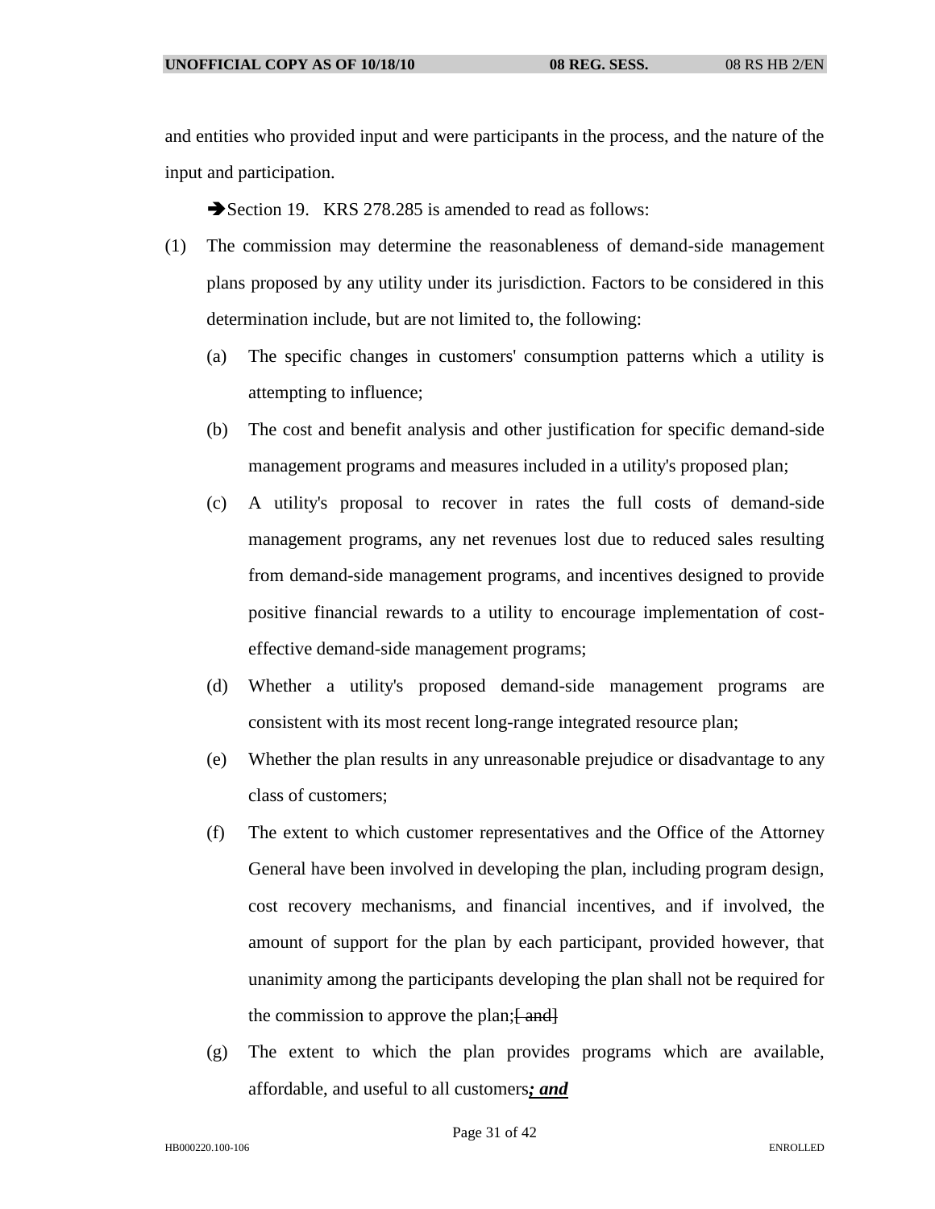and entities who provided input and were participants in the process, and the nature of the input and participation.

➔Section 19. KRS 278.285 is amended to read as follows:

(1) The commission may determine the reasonableness of demand-side management plans proposed by any utility under its jurisdiction. Factors to be considered in this determination include, but are not limited to, the following:

   (a) The specific changes in customers' consumption patterns which a utility is attempting to influence;

   (b) The cost and benefit analysis and other justification for specific demand-side management programs and measures included in a utility's proposed plan;

   (c) A utility's proposal to recover in rates the full costs of demand-side management programs, any net revenues lost due to reduced sales resulting from demand-side management programs, and incentives designed to provide positive financial rewards to a utility to encourage implementation of cost-effective demand-side management programs;

   (d) Whether a utility's proposed demand-side management programs are consistent with its most recent long-range integrated resource plan;

   (e) Whether the plan results in any unreasonable prejudice or disadvantage to any class of customers;

   (f) The extent to which customer representatives and the Office of the Attorney General have been involved in developing the plan, including program design, cost recovery mechanisms, and financial incentives, and if involved, the amount of support for the plan by each participant, provided however, that unanimity among the participants developing the plan shall not be required for the commission to approve the plan;~~[ and]~~

   (g) The extent to which the plan provides programs which are available, affordable, and useful to all customers***; and***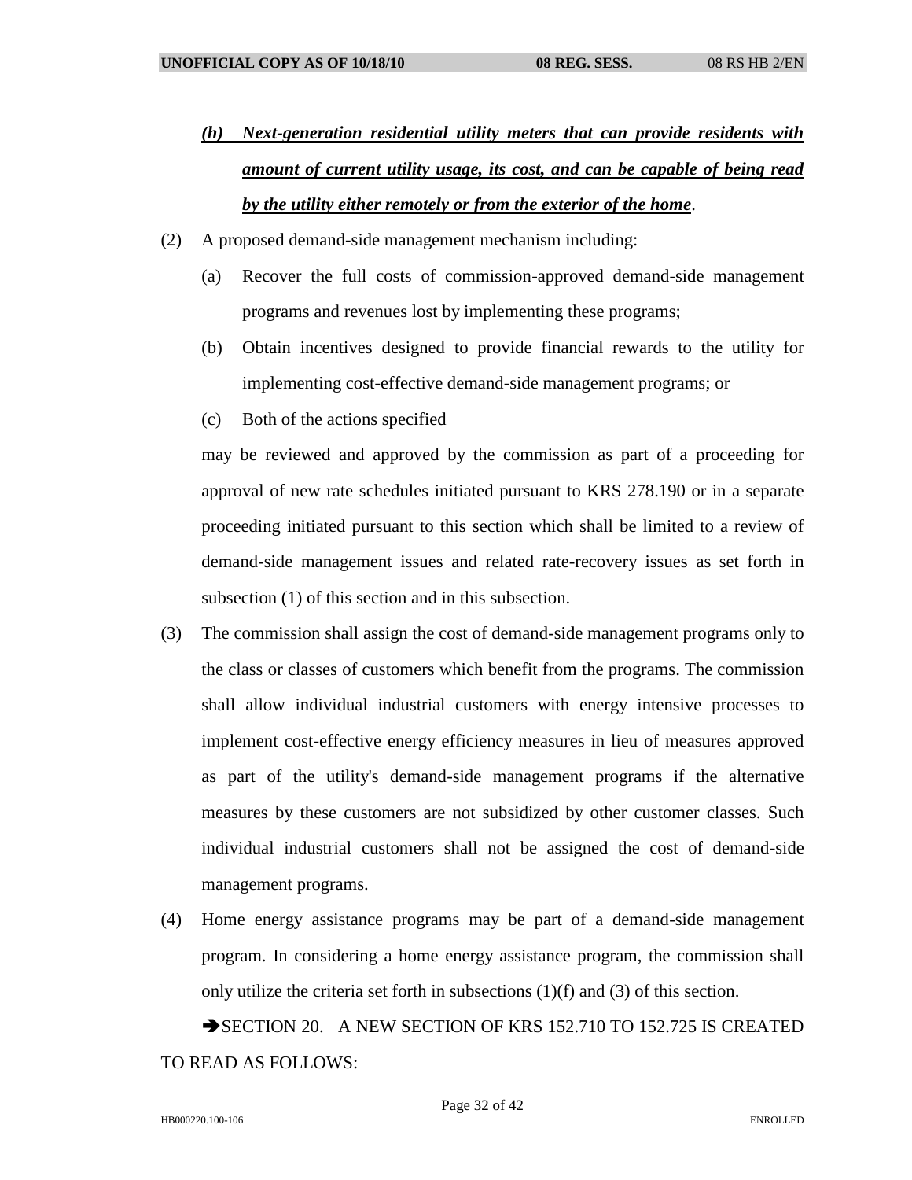***(h) Next-generation residential utility meters that can provide residents with amount of current utility usage, its cost, and can be capable of being read by the utility either remotely or from the exterior of the home***.

(2) A proposed demand-side management mechanism including:

(a) Recover the full costs of commission-approved demand-side management programs and revenues lost by implementing these programs;

(b) Obtain incentives designed to provide financial rewards to the utility for implementing cost-effective demand-side management programs; or

(c) Both of the actions specified

may be reviewed and approved by the commission as part of a proceeding for approval of new rate schedules initiated pursuant to KRS 278.190 or in a separate proceeding initiated pursuant to this section which shall be limited to a review of demand-side management issues and related rate-recovery issues as set forth in subsection (1) of this section and in this subsection.

(3) The commission shall assign the cost of demand-side management programs only to the class or classes of customers which benefit from the programs. The commission shall allow individual industrial customers with energy intensive processes to implement cost-effective energy efficiency measures in lieu of measures approved as part of the utility's demand-side management programs if the alternative measures by these customers are not subsidized by other customer classes. Such individual industrial customers shall not be assigned the cost of demand-side management programs.

(4) Home energy assistance programs may be part of a demand-side management program. In considering a home energy assistance program, the commission shall only utilize the criteria set forth in subsections (1)(f) and (3) of this section.

➔SECTION 20. A NEW SECTION OF KRS 152.710 TO 152.725 IS CREATED TO READ AS FOLLOWS: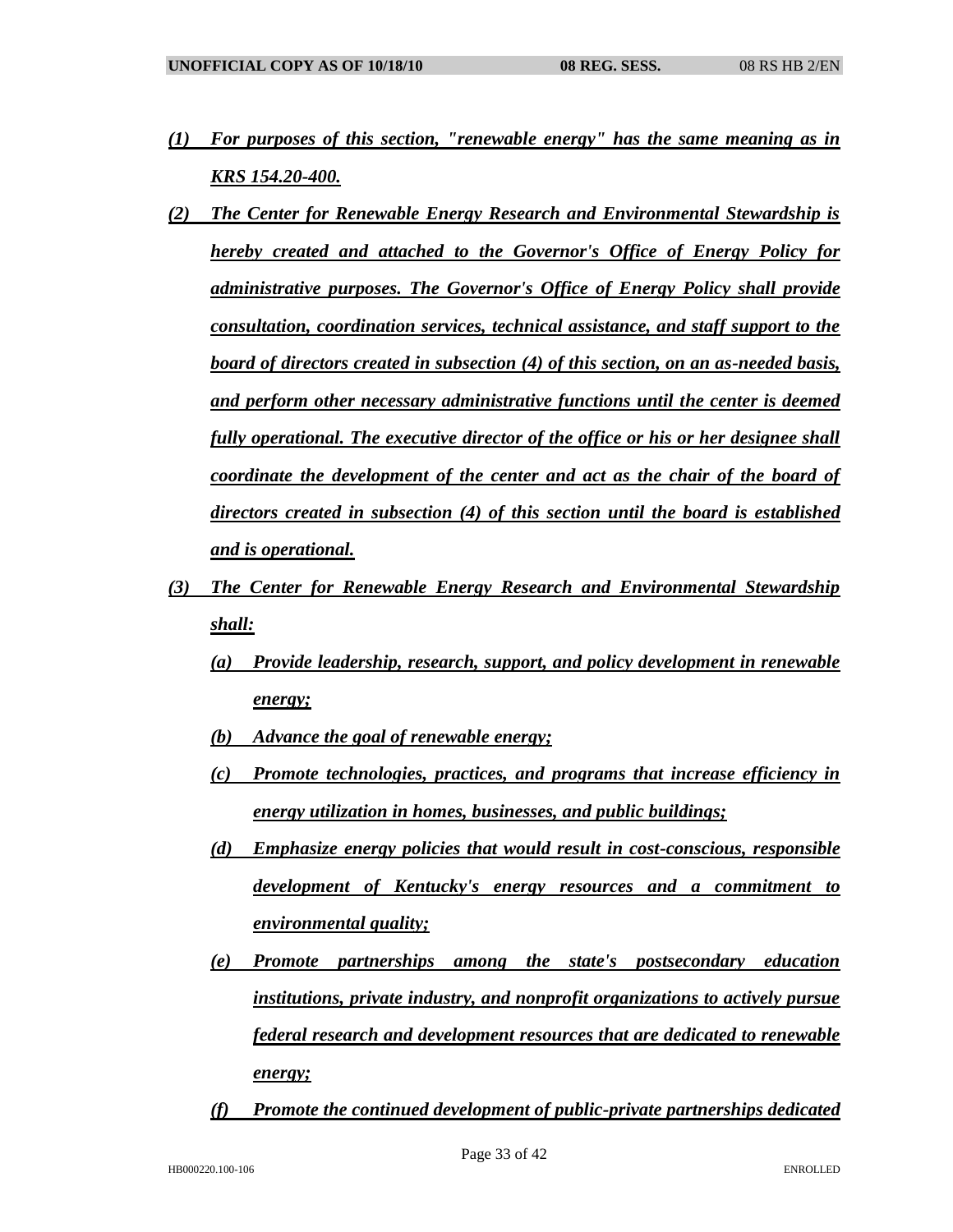*(1) For purposes of this section, "renewable energy" has the same meaning as in KRS 154.20-400.*

*(2) The Center for Renewable Energy Research and Environmental Stewardship is hereby created and attached to the Governor's Office of Energy Policy for administrative purposes. The Governor's Office of Energy Policy shall provide consultation, coordination services, technical assistance, and staff support to the board of directors created in subsection (4) of this section, on an as-needed basis, and perform other necessary administrative functions until the center is deemed fully operational. The executive director of the office or his or her designee shall coordinate the development of the center and act as the chair of the board of directors created in subsection (4) of this section until the board is established and is operational.*

*(3) The Center for Renewable Energy Research and Environmental Stewardship shall:*

*(a) Provide leadership, research, support, and policy development in renewable energy;*

*(b) Advance the goal of renewable energy;*

*(c) Promote technologies, practices, and programs that increase efficiency in energy utilization in homes, businesses, and public buildings;*

*(d) Emphasize energy policies that would result in cost-conscious, responsible development of Kentucky's energy resources and a commitment to environmental quality;*

*(e) Promote partnerships among the state's postsecondary education institutions, private industry, and nonprofit organizations to actively pursue federal research and development resources that are dedicated to renewable energy;*

*(f) Promote the continued development of public-private partnerships dedicated*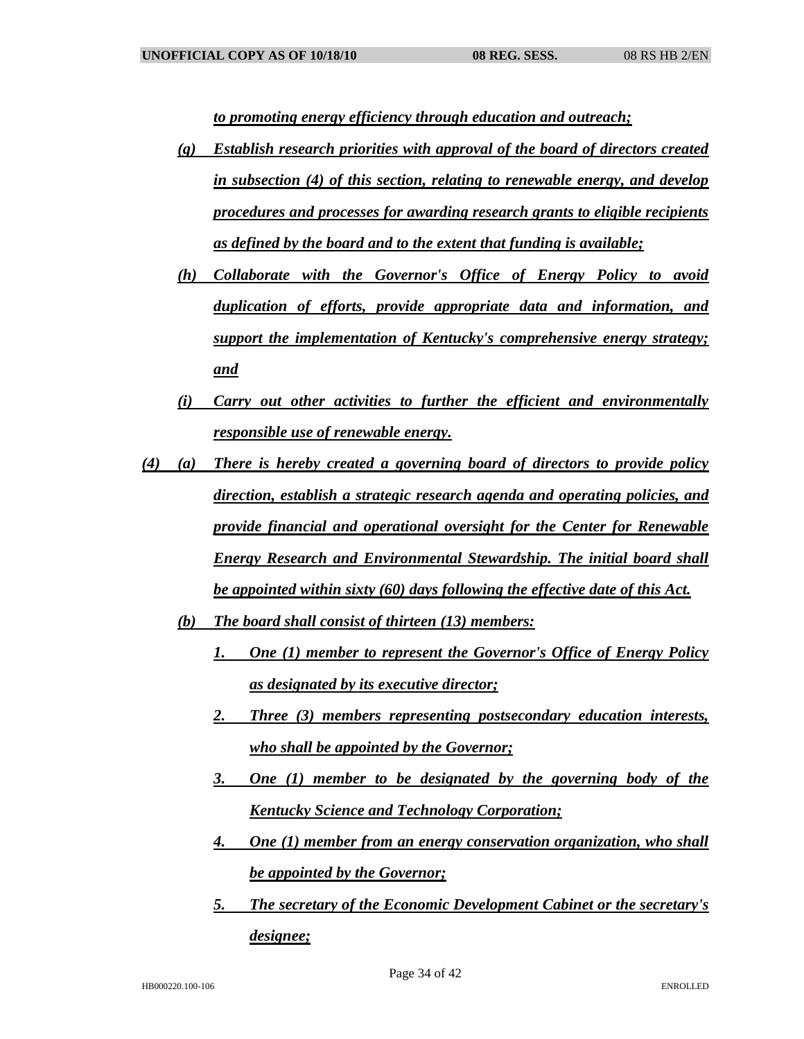*to promoting energy efficiency through education and outreach;*

(g) *Establish research priorities with approval of the board of directors created in subsection (4) of this section, relating to renewable energy, and develop procedures and processes for awarding research grants to eligible recipients as defined by the board and to the extent that funding is available;*

(h) *Collaborate with the Governor's Office of Energy Policy to avoid duplication of efforts, provide appropriate data and information, and support the implementation of Kentucky's comprehensive energy strategy; and*

(i) *Carry out other activities to further the efficient and environmentally responsible use of renewable energy.*

(4) (a) *There is hereby created a governing board of directors to provide policy direction, establish a strategic research agenda and operating policies, and provide financial and operational oversight for the Center for Renewable Energy Research and Environmental Stewardship. The initial board shall be appointed within sixty (60) days following the effective date of this Act.*

(b) *The board shall consist of thirteen (13) members:*

1. *One (1) member to represent the Governor's Office of Energy Policy as designated by its executive director;*
2. *Three (3) members representing postsecondary education interests, who shall be appointed by the Governor;*
3. *One (1) member to be designated by the governing body of the Kentucky Science and Technology Corporation;*
4. *One (1) member from an energy conservation organization, who shall be appointed by the Governor;*
5. *The secretary of the Economic Development Cabinet or the secretary's designee;*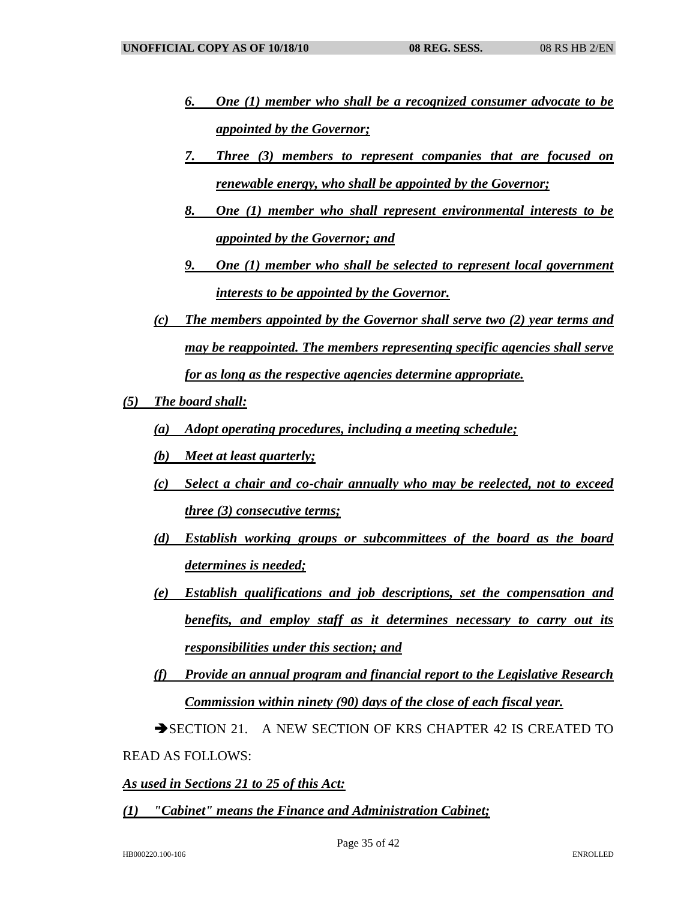*6. One (1) member who shall be a recognized consumer advocate to be appointed by the Governor;*

*7. Three (3) members to represent companies that are focused on renewable energy, who shall be appointed by the Governor;*

*8. One (1) member who shall represent environmental interests to be appointed by the Governor; and*

*9. One (1) member who shall be selected to represent local government interests to be appointed by the Governor.*

*(c) The members appointed by the Governor shall serve two (2) year terms and may be reappointed. The members representing specific agencies shall serve for as long as the respective agencies determine appropriate.*

*(5) The board shall:*

*(a) Adopt operating procedures, including a meeting schedule;*

*(b) Meet at least quarterly;*

*(c) Select a chair and co-chair annually who may be reelected, not to exceed three (3) consecutive terms;*

*(d) Establish working groups or subcommittees of the board as the board determines is needed;*

*(e) Establish qualifications and job descriptions, set the compensation and benefits, and employ staff as it determines necessary to carry out its responsibilities under this section; and*

*(f) Provide an annual program and financial report to the Legislative Research Commission within ninety (90) days of the close of each fiscal year.*

➔SECTION 21. A NEW SECTION OF KRS CHAPTER 42 IS CREATED TO READ AS FOLLOWS:

*As used in Sections 21 to 25 of this Act:*

*(1) "Cabinet" means the Finance and Administration Cabinet;*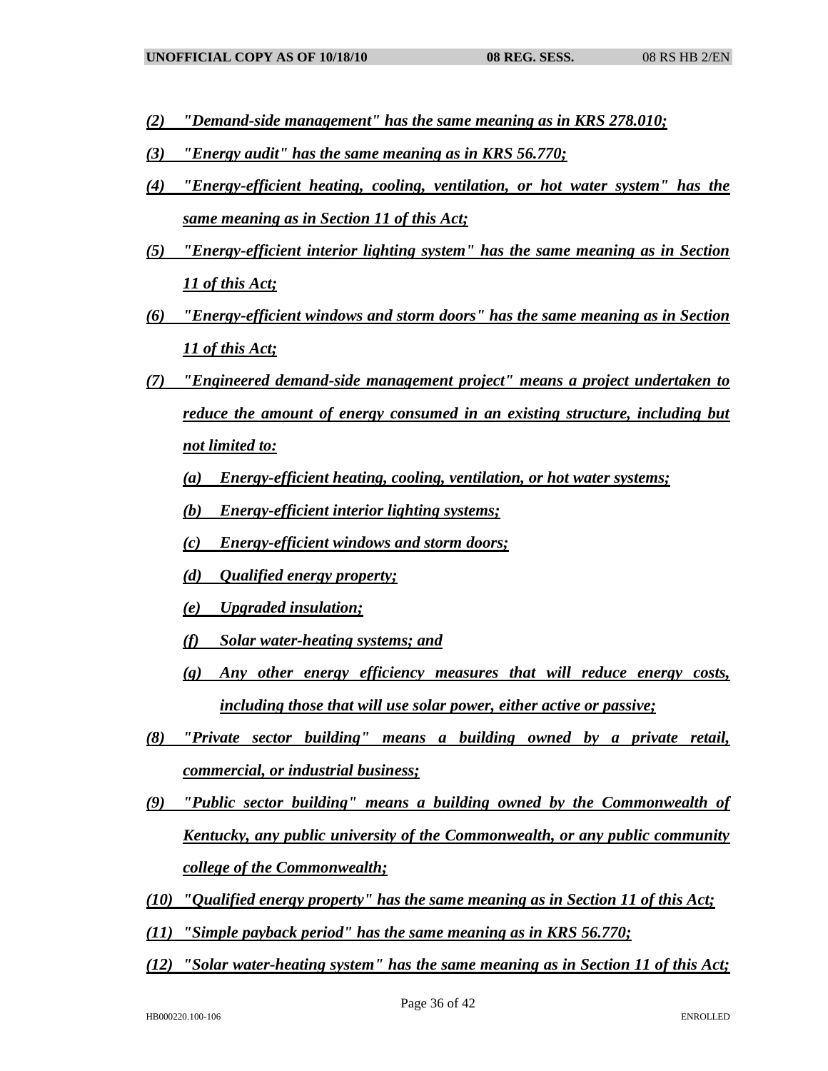*(2) "Demand-side management" has the same meaning as in KRS 278.010;*

*(3) "Energy audit" has the same meaning as in KRS 56.770;*

*(4) "Energy-efficient heating, cooling, ventilation, or hot water system" has the same meaning as in Section 11 of this Act;*

*(5) "Energy-efficient interior lighting system" has the same meaning as in Section 11 of this Act;*

*(6) "Energy-efficient windows and storm doors" has the same meaning as in Section 11 of this Act;*

*(7) "Engineered demand-side management project" means a project undertaken to reduce the amount of energy consumed in an existing structure, including but not limited to:*

*(a) Energy-efficient heating, cooling, ventilation, or hot water systems;*

*(b) Energy-efficient interior lighting systems;*

*(c) Energy-efficient windows and storm doors;*

*(d) Qualified energy property;*

*(e) Upgraded insulation;*

*(f) Solar water-heating systems; and*

*(g) Any other energy efficiency measures that will reduce energy costs, including those that will use solar power, either active or passive;*

*(8) "Private sector building" means a building owned by a private retail, commercial, or industrial business;*

*(9) "Public sector building" means a building owned by the Commonwealth of Kentucky, any public university of the Commonwealth, or any public community college of the Commonwealth;*

*(10) "Qualified energy property" has the same meaning as in Section 11 of this Act;*

*(11) "Simple payback period" has the same meaning as in KRS 56.770;*

*(12) "Solar water-heating system" has the same meaning as in Section 11 of this Act;*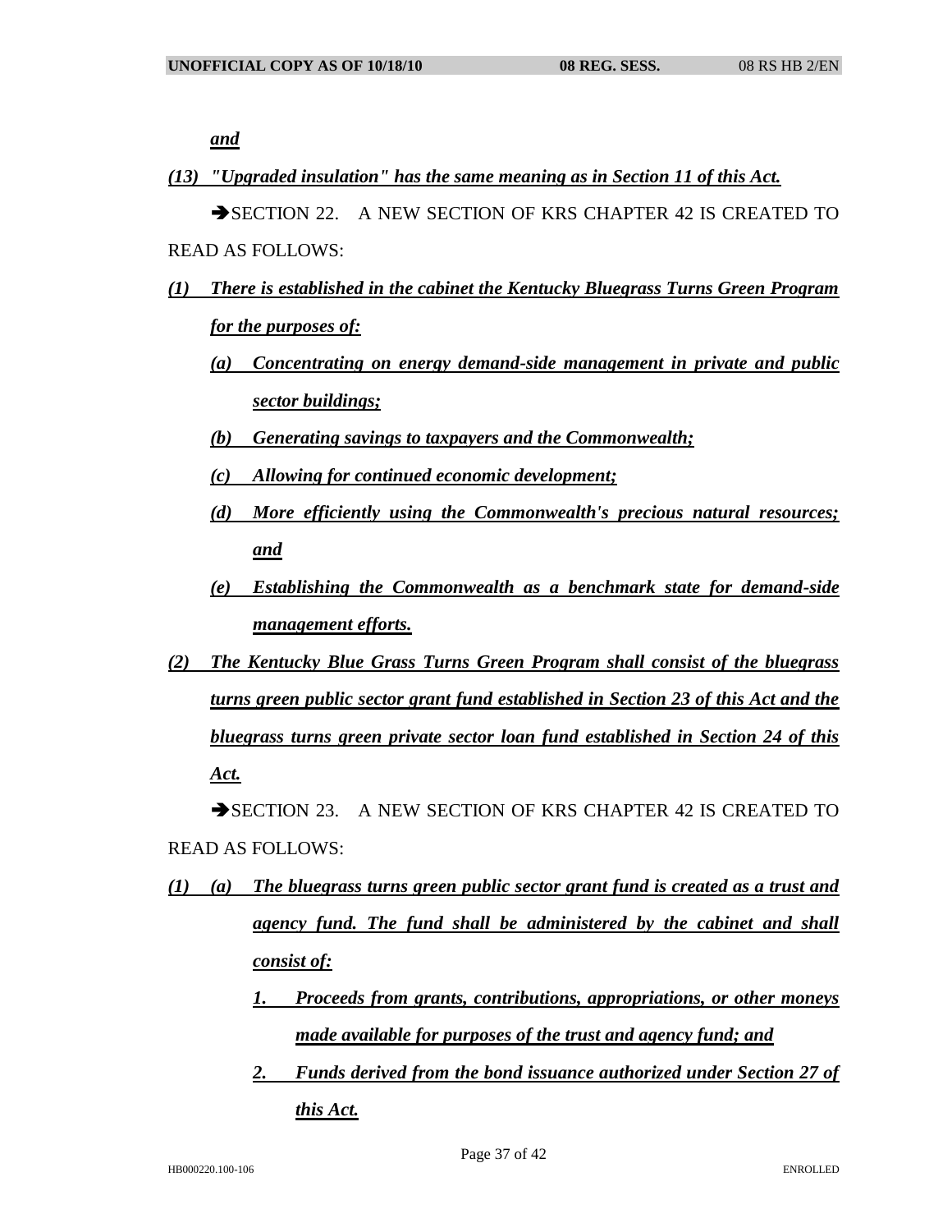***and***

***(13) "Upgraded insulation" has the same meaning as in Section 11 of this Act.***

➔SECTION 22. A NEW SECTION OF KRS CHAPTER 42 IS CREATED TO READ AS FOLLOWS:

***(1) There is established in the cabinet the Kentucky Bluegrass Turns Green Program for the purposes of:***

***(a) Concentrating on energy demand-side management in private and public sector buildings;***

***(b) Generating savings to taxpayers and the Commonwealth;***

***(c) Allowing for continued economic development;***

***(d) More efficiently using the Commonwealth's precious natural resources; and***

***(e) Establishing the Commonwealth as a benchmark state for demand-side management efforts.***

***(2) The Kentucky Blue Grass Turns Green Program shall consist of the bluegrass turns green public sector grant fund established in Section 23 of this Act and the bluegrass turns green private sector loan fund established in Section 24 of this Act.***

➔SECTION 23. A NEW SECTION OF KRS CHAPTER 42 IS CREATED TO READ AS FOLLOWS:

***(1) (a) The bluegrass turns green public sector grant fund is created as a trust and agency fund. The fund shall be administered by the cabinet and shall consist of:***

***1. Proceeds from grants, contributions, appropriations, or other moneys made available for purposes of the trust and agency fund; and***

***2. Funds derived from the bond issuance authorized under Section 27 of this Act.***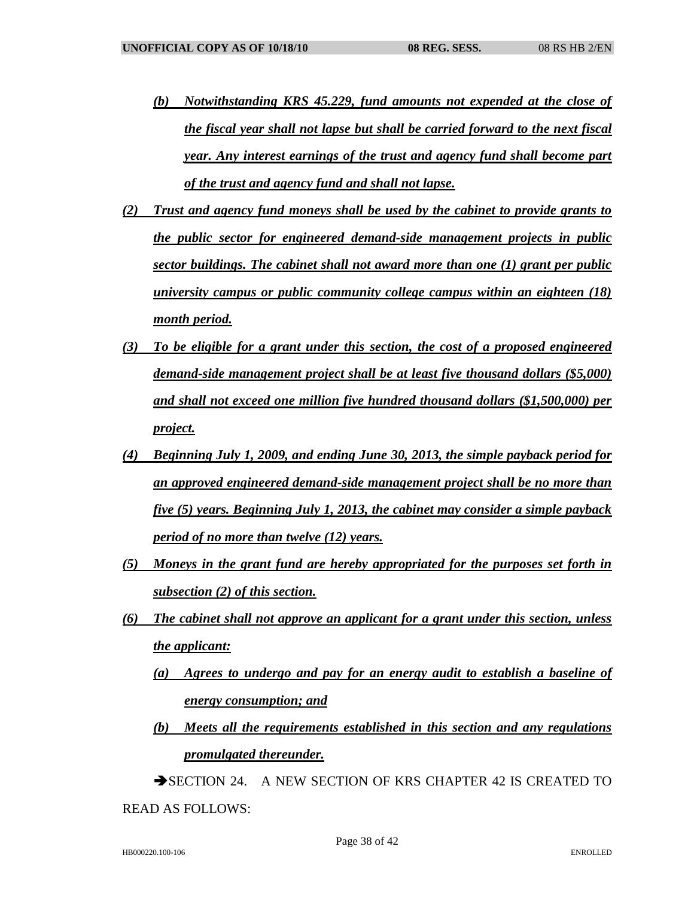*(b) Notwithstanding KRS 45.229, fund amounts not expended at the close of the fiscal year shall not lapse but shall be carried forward to the next fiscal year. Any interest earnings of the trust and agency fund shall become part of the trust and agency fund and shall not lapse.*

*(2) Trust and agency fund moneys shall be used by the cabinet to provide grants to the public sector for engineered demand-side management projects in public sector buildings. The cabinet shall not award more than one (1) grant per public university campus or public community college campus within an eighteen (18) month period.*

*(3) To be eligible for a grant under this section, the cost of a proposed engineered demand-side management project shall be at least five thousand dollars ($5,000) and shall not exceed one million five hundred thousand dollars ($1,500,000) per project.*

*(4) Beginning July 1, 2009, and ending June 30, 2013, the simple payback period for an approved engineered demand-side management project shall be no more than five (5) years. Beginning July 1, 2013, the cabinet may consider a simple payback period of no more than twelve (12) years.*

*(5) Moneys in the grant fund are hereby appropriated for the purposes set forth in subsection (2) of this section.*

*(6) The cabinet shall not approve an applicant for a grant under this section, unless the applicant:*

*(a) Agrees to undergo and pay for an energy audit to establish a baseline of energy consumption; and*

*(b) Meets all the requirements established in this section and any regulations promulgated thereunder.*

➔SECTION 24. A NEW SECTION OF KRS CHAPTER 42 IS CREATED TO READ AS FOLLOWS: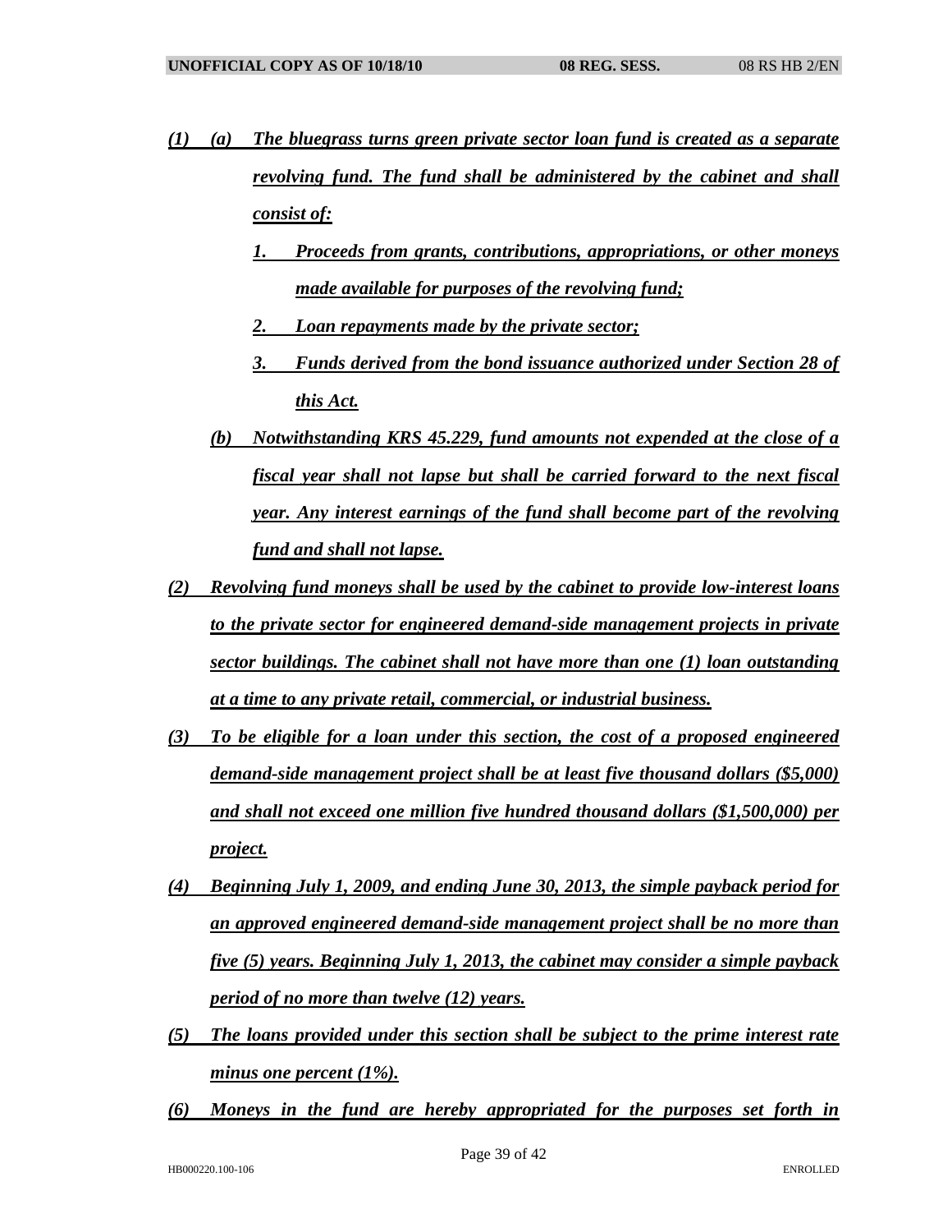*(1)* *(a)* *The bluegrass turns green private sector loan fund is created as a separate revolving fund. The fund shall be administered by the cabinet and shall consist of:*

*1.* *Proceeds from grants, contributions, appropriations, or other moneys made available for purposes of the revolving fund;*

*2.* *Loan repayments made by the private sector;*

*3.* *Funds derived from the bond issuance authorized under Section 28 of this Act.*

*(b)* *Notwithstanding KRS 45.229, fund amounts not expended at the close of a fiscal year shall not lapse but shall be carried forward to the next fiscal year. Any interest earnings of the fund shall become part of the revolving fund and shall not lapse.*

*(2)* *Revolving fund moneys shall be used by the cabinet to provide low-interest loans to the private sector for engineered demand-side management projects in private sector buildings. The cabinet shall not have more than one (1) loan outstanding at a time to any private retail, commercial, or industrial business.*

*(3)* *To be eligible for a loan under this section, the cost of a proposed engineered demand-side management project shall be at least five thousand dollars ($5,000) and shall not exceed one million five hundred thousand dollars ($1,500,000) per project.*

*(4)* *Beginning July 1, 2009, and ending June 30, 2013, the simple payback period for an approved engineered demand-side management project shall be no more than five (5) years. Beginning July 1, 2013, the cabinet may consider a simple payback period of no more than twelve (12) years.*

*(5)* *The loans provided under this section shall be subject to the prime interest rate minus one percent (1%).*

*(6)* *Moneys in the fund are hereby appropriated for the purposes set forth in*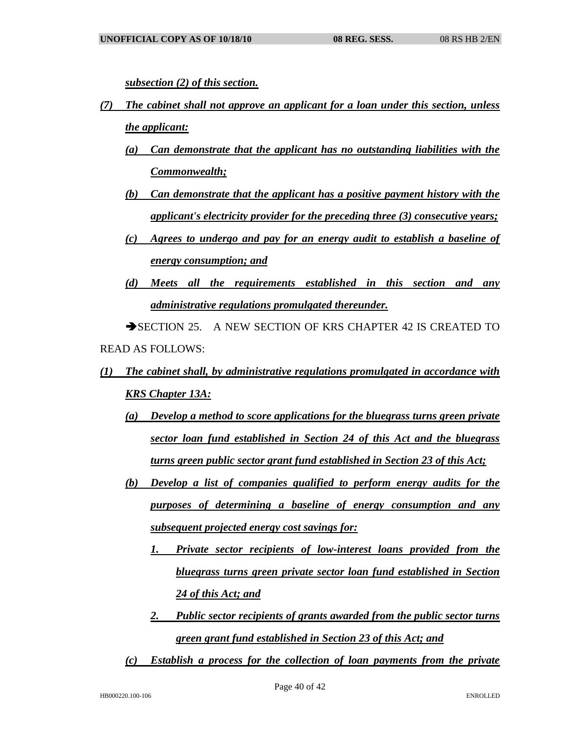***subsection (2) of this section.***

***(7) The cabinet shall not approve an applicant for a loan under this section, unless the applicant:***

***(a) Can demonstrate that the applicant has no outstanding liabilities with the Commonwealth;***

***(b) Can demonstrate that the applicant has a positive payment history with the applicant's electricity provider for the preceding three (3) consecutive years;***

***(c) Agrees to undergo and pay for an energy audit to establish a baseline of energy consumption; and***

***(d) Meets all the requirements established in this section and any administrative regulations promulgated thereunder.***

➔SECTION 25. A NEW SECTION OF KRS CHAPTER 42 IS CREATED TO READ AS FOLLOWS:

***(1) The cabinet shall, by administrative regulations promulgated in accordance with KRS Chapter 13A:***

***(a) Develop a method to score applications for the bluegrass turns green private sector loan fund established in Section 24 of this Act and the bluegrass turns green public sector grant fund established in Section 23 of this Act;***

***(b) Develop a list of companies qualified to perform energy audits for the purposes of determining a baseline of energy consumption and any subsequent projected energy cost savings for:***

***1. Private sector recipients of low-interest loans provided from the bluegrass turns green private sector loan fund established in Section 24 of this Act; and***

***2. Public sector recipients of grants awarded from the public sector turns green grant fund established in Section 23 of this Act; and***

***(c) Establish a process for the collection of loan payments from the private***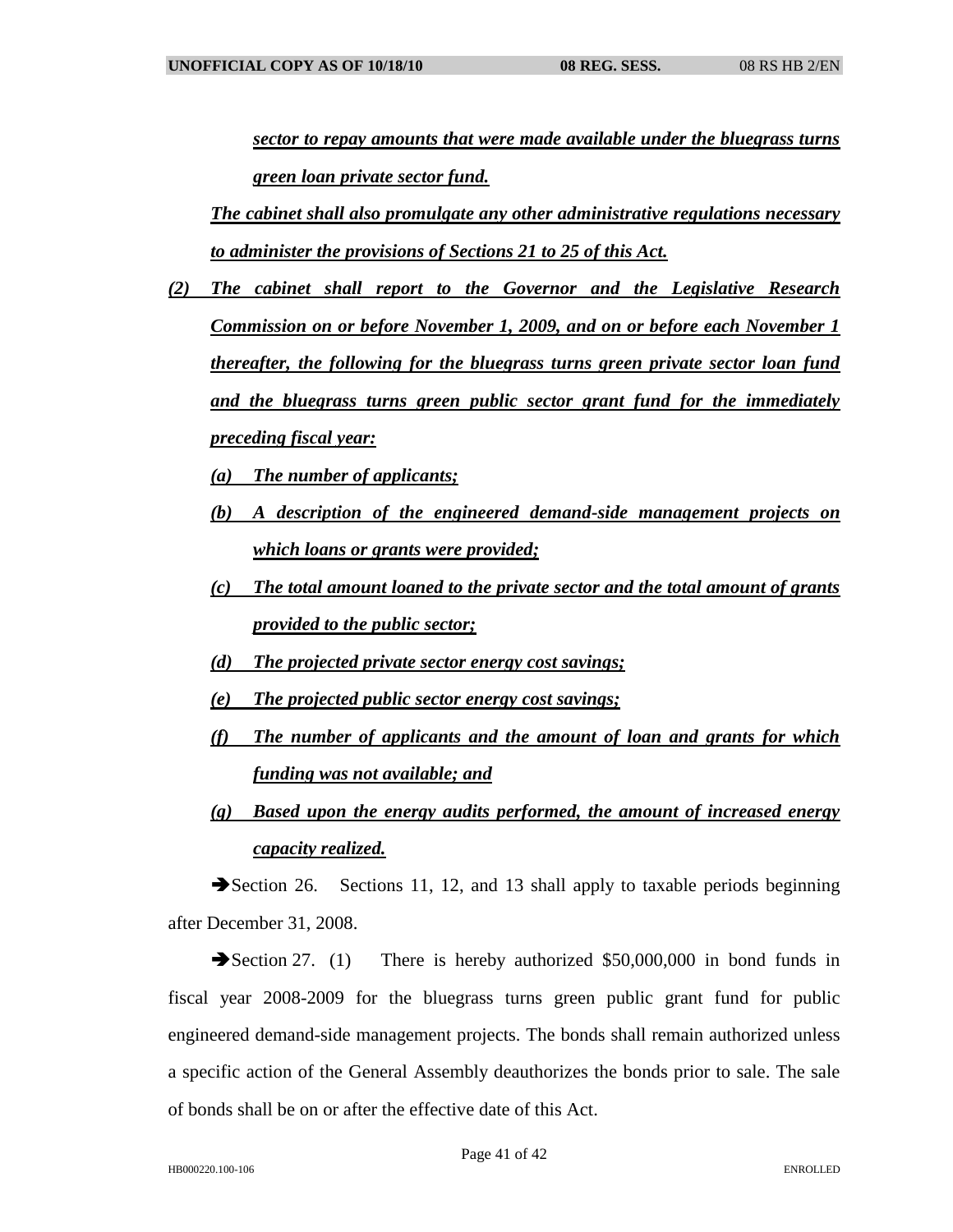*__sector to repay amounts that were made available under the bluegrass turns green loan private sector fund.__*

*__The cabinet shall also promulgate any other administrative regulations necessary to administer the provisions of Sections 21 to 25 of this Act.__*

*__(2) The cabinet shall report to the Governor and the Legislative Research Commission on or before November 1, 2009, and on or before each November 1 thereafter, the following for the bluegrass turns green private sector loan fund and the bluegrass turns green public sector grant fund for the immediately preceding fiscal year:__*

*__(a) The number of applicants;__*

*__(b) A description of the engineered demand-side management projects on which loans or grants were provided;__*

*__(c) The total amount loaned to the private sector and the total amount of grants provided to the public sector;__*

*__(d) The projected private sector energy cost savings;__*

*__(e) The projected public sector energy cost savings;__*

*__(f) The number of applicants and the amount of loan and grants for which funding was not available; and__*

*__(g) Based upon the energy audits performed, the amount of increased energy capacity realized.__*

➔Section 26. Sections 11, 12, and 13 shall apply to taxable periods beginning after December 31, 2008.

➔Section 27. (1) There is hereby authorized $50,000,000 in bond funds in fiscal year 2008-2009 for the bluegrass turns green public grant fund for public engineered demand-side management projects. The bonds shall remain authorized unless a specific action of the General Assembly deauthorizes the bonds prior to sale. The sale of bonds shall be on or after the effective date of this Act.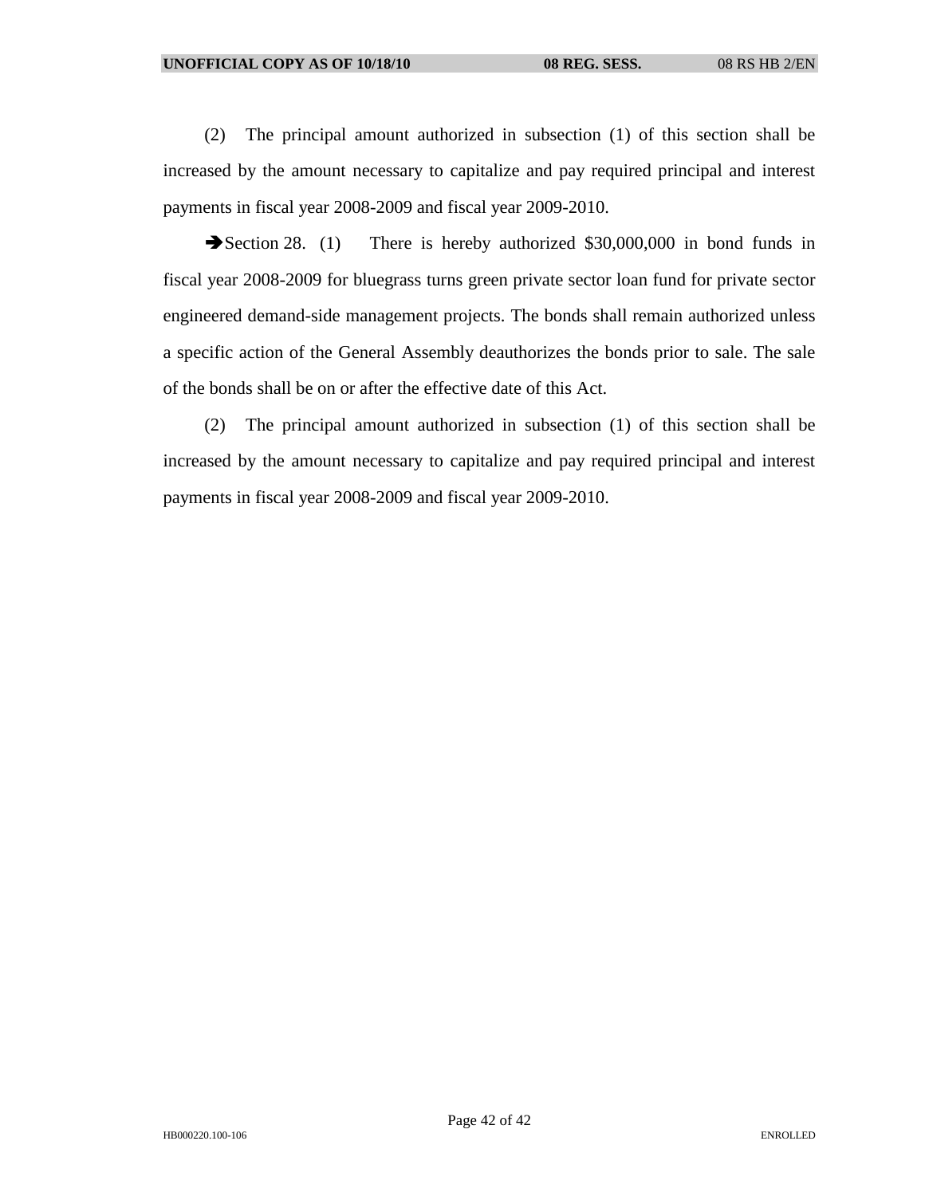(2) The principal amount authorized in subsection (1) of this section shall be increased by the amount necessary to capitalize and pay required principal and interest payments in fiscal year 2008-2009 and fiscal year 2009-2010.

➔Section 28. (1) There is hereby authorized $30,000,000 in bond funds in fiscal year 2008-2009 for bluegrass turns green private sector loan fund for private sector engineered demand-side management projects. The bonds shall remain authorized unless a specific action of the General Assembly deauthorizes the bonds prior to sale. The sale of the bonds shall be on or after the effective date of this Act.

(2) The principal amount authorized in subsection (1) of this section shall be increased by the amount necessary to capitalize and pay required principal and interest payments in fiscal year 2008-2009 and fiscal year 2009-2010.